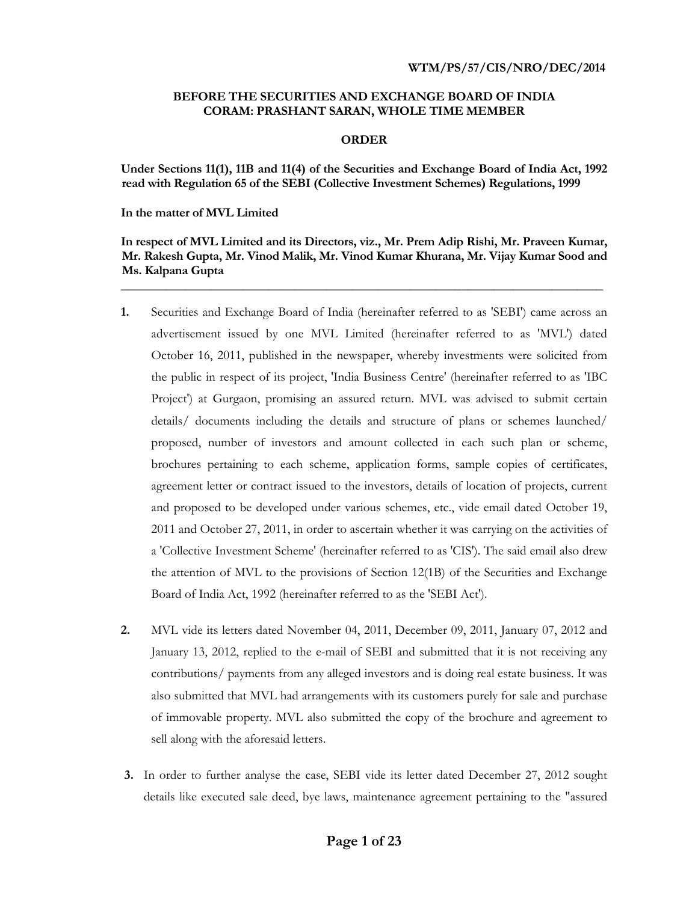**WTM/PS/57/CIS/NRO/DEC/2014**

**BEFORE THE SECURITIES AND EXCHANGE BOARD OF INDIA**
**CORAM: PRASHANT SARAN, WHOLE TIME MEMBER**

# ORDER

**Under Sections 11(1), 11B and 11(4) of the Securities and Exchange Board of India Act, 1992 read with Regulation 65 of the SEBI (Collective Investment Schemes) Regulations, 1999**

**In the matter of MVL Limited**

**In respect of MVL Limited and its Directors, viz., Mr. Prem Adip Rishi, Mr. Praveen Kumar, Mr. Rakesh Gupta, Mr. Vinod Malik, Mr. Vinod Kumar Khurana, Mr. Vijay Kumar Sood and Ms. Kalpana Gupta**

---

**1.** Securities and Exchange Board of India (hereinafter referred to as 'SEBI') came across an advertisement issued by one MVL Limited (hereinafter referred to as 'MVL') dated October 16, 2011, published in the newspaper, whereby investments were solicited from the public in respect of its project, 'India Business Centre' (hereinafter referred to as 'IBC Project') at Gurgaon, promising an assured return. MVL was advised to submit certain details/ documents including the details and structure of plans or schemes launched/ proposed, number of investors and amount collected in each such plan or scheme, brochures pertaining to each scheme, application forms, sample copies of certificates, agreement letter or contract issued to the investors, details of location of projects, current and proposed to be developed under various schemes, etc., vide email dated October 19, 2011 and October 27, 2011, in order to ascertain whether it was carrying on the activities of a 'Collective Investment Scheme' (hereinafter referred to as 'CIS'). The said email also drew the attention of MVL to the provisions of Section 12(1B) of the Securities and Exchange Board of India Act, 1992 (hereinafter referred to as the 'SEBI Act').

**2.** MVL vide its letters dated November 04, 2011, December 09, 2011, January 07, 2012 and January 13, 2012, replied to the e-mail of SEBI and submitted that it is not receiving any contributions/ payments from any alleged investors and is doing real estate business. It was also submitted that MVL had arrangements with its customers purely for sale and purchase of immovable property. MVL also submitted the copy of the brochure and agreement to sell along with the aforesaid letters.

**3.** In order to further analyse the case, SEBI vide its letter dated December 27, 2012 sought details like executed sale deed, bye laws, maintenance agreement pertaining to the "assured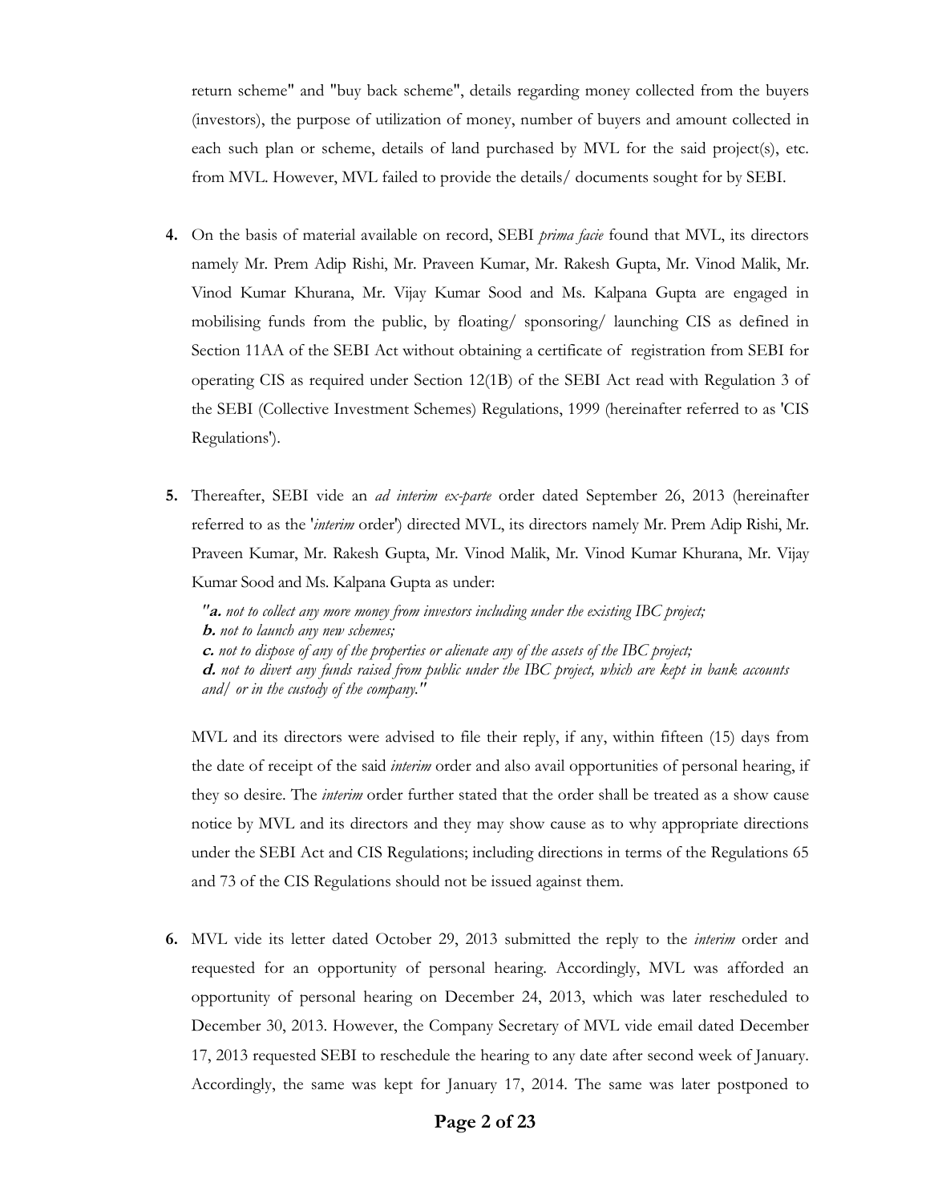return scheme" and "buy back scheme", details regarding money collected from the buyers (investors), the purpose of utilization of money, number of buyers and amount collected in each such plan or scheme, details of land purchased by MVL for the said project(s), etc. from MVL. However, MVL failed to provide the details/ documents sought for by SEBI.

**4.** On the basis of material available on record, SEBI *prima facie* found that MVL, its directors namely Mr. Prem Adip Rishi, Mr. Praveen Kumar, Mr. Rakesh Gupta, Mr. Vinod Malik, Mr. Vinod Kumar Khurana, Mr. Vijay Kumar Sood and Ms. Kalpana Gupta are engaged in mobilising funds from the public, by floating/ sponsoring/ launching CIS as defined in Section 11AA of the SEBI Act without obtaining a certificate of registration from SEBI for operating CIS as required under Section 12(1B) of the SEBI Act read with Regulation 3 of the SEBI (Collective Investment Schemes) Regulations, 1999 (hereinafter referred to as 'CIS Regulations').

**5.** Thereafter, SEBI vide an *ad interim ex-parte* order dated September 26, 2013 (hereinafter referred to as the '*interim* order') directed MVL, its directors namely Mr. Prem Adip Rishi, Mr. Praveen Kumar, Mr. Rakesh Gupta, Mr. Vinod Malik, Mr. Vinod Kumar Khurana, Mr. Vijay Kumar Sood and Ms. Kalpana Gupta as under:

> *"**a.** not to collect any more money from investors including under the existing IBC project;*
> ***b.** not to launch any new schemes;*
> ***c.** not to dispose of any of the properties or alienate any of the assets of the IBC project;*
> ***d.** not to divert any funds raised from public under the IBC project, which are kept in bank accounts and/ or in the custody of the company."*

MVL and its directors were advised to file their reply, if any, within fifteen (15) days from the date of receipt of the said *interim* order and also avail opportunities of personal hearing, if they so desire. The *interim* order further stated that the order shall be treated as a show cause notice by MVL and its directors and they may show cause as to why appropriate directions under the SEBI Act and CIS Regulations; including directions in terms of the Regulations 65 and 73 of the CIS Regulations should not be issued against them.

**6.** MVL vide its letter dated October 29, 2013 submitted the reply to the *interim* order and requested for an opportunity of personal hearing. Accordingly, MVL was afforded an opportunity of personal hearing on December 24, 2013, which was later rescheduled to December 30, 2013. However, the Company Secretary of MVL vide email dated December 17, 2013 requested SEBI to reschedule the hearing to any date after second week of January. Accordingly, the same was kept for January 17, 2014. The same was later postponed to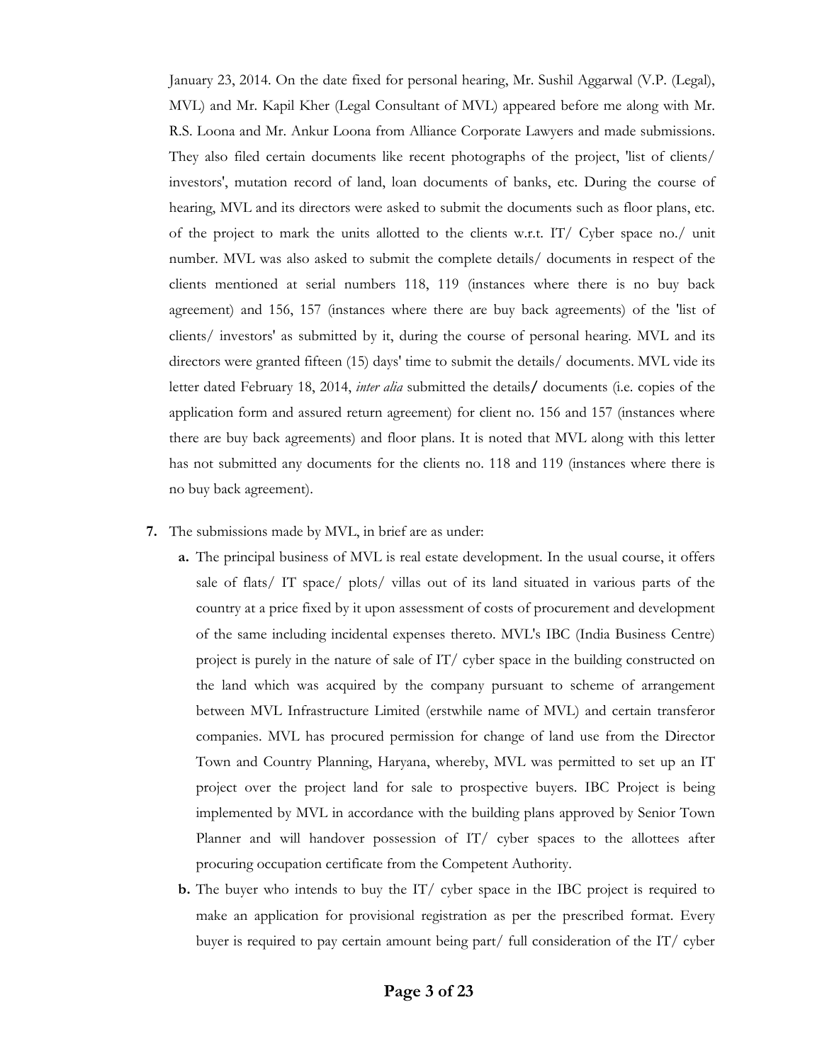January 23, 2014. On the date fixed for personal hearing, Mr. Sushil Aggarwal (V.P. (Legal), MVL) and Mr. Kapil Kher (Legal Consultant of MVL) appeared before me along with Mr. R.S. Loona and Mr. Ankur Loona from Alliance Corporate Lawyers and made submissions. They also filed certain documents like recent photographs of the project, 'list of clients/ investors', mutation record of land, loan documents of banks, etc. During the course of hearing, MVL and its directors were asked to submit the documents such as floor plans, etc. of the project to mark the units allotted to the clients w.r.t. IT/ Cyber space no./ unit number. MVL was also asked to submit the complete details/ documents in respect of the clients mentioned at serial numbers 118, 119 (instances where there is no buy back agreement) and 156, 157 (instances where there are buy back agreements) of the 'list of clients/ investors' as submitted by it, during the course of personal hearing. MVL and its directors were granted fifteen (15) days' time to submit the details/ documents. MVL vide its letter dated February 18, 2014, *inter alia* submitted the details**/** documents (i.e. copies of the application form and assured return agreement) for client no. 156 and 157 (instances where there are buy back agreements) and floor plans. It is noted that MVL along with this letter has not submitted any documents for the clients no. 118 and 119 (instances where there is no buy back agreement).

**7.** The submissions made by MVL, in brief are as under:

**a.** The principal business of MVL is real estate development. In the usual course, it offers sale of flats/ IT space/ plots/ villas out of its land situated in various parts of the country at a price fixed by it upon assessment of costs of procurement and development of the same including incidental expenses thereto. MVL's IBC (India Business Centre) project is purely in the nature of sale of IT/ cyber space in the building constructed on the land which was acquired by the company pursuant to scheme of arrangement between MVL Infrastructure Limited (erstwhile name of MVL) and certain transferor companies. MVL has procured permission for change of land use from the Director Town and Country Planning, Haryana, whereby, MVL was permitted to set up an IT project over the project land for sale to prospective buyers. IBC Project is being implemented by MVL in accordance with the building plans approved by Senior Town Planner and will handover possession of IT/ cyber spaces to the allottees after procuring occupation certificate from the Competent Authority.

**b.** The buyer who intends to buy the IT/ cyber space in the IBC project is required to make an application for provisional registration as per the prescribed format. Every buyer is required to pay certain amount being part/ full consideration of the IT/ cyber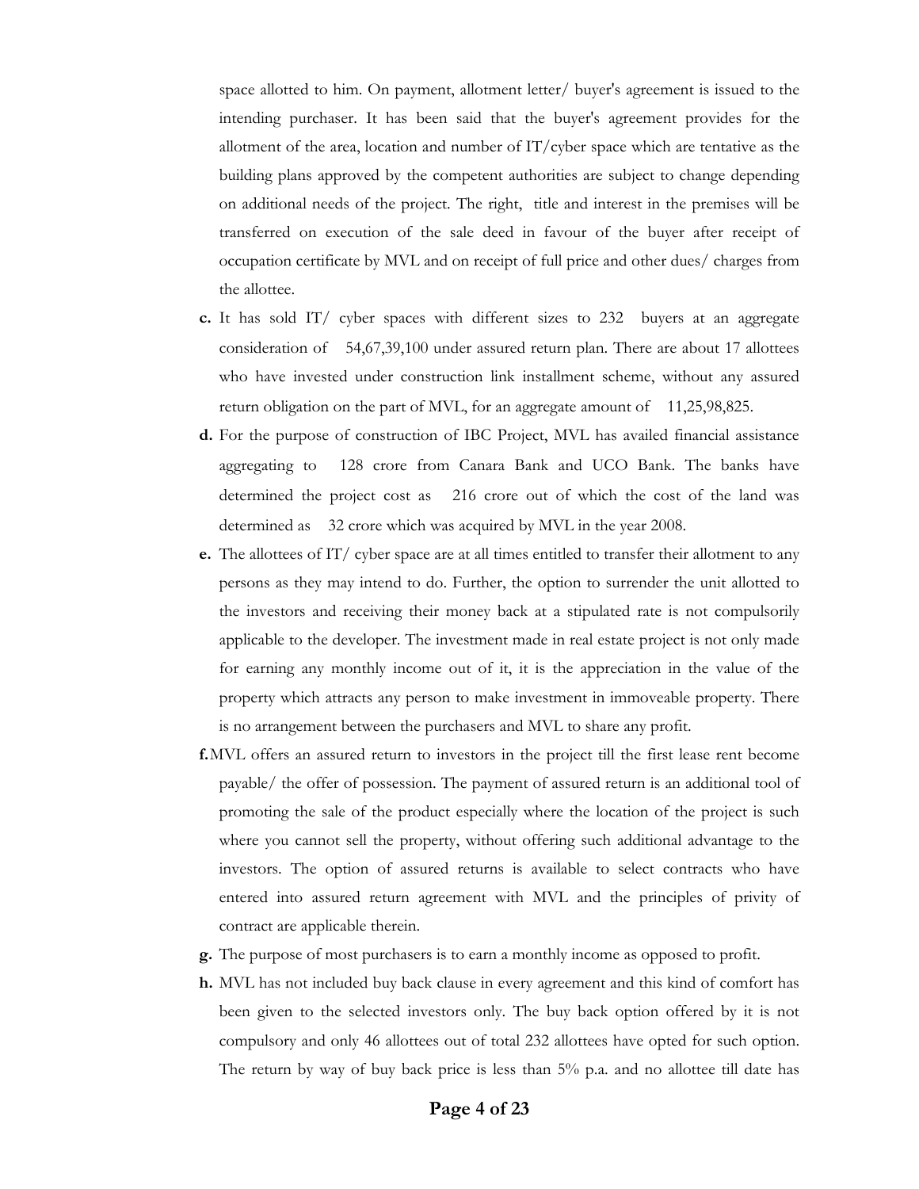space allotted to him. On payment, allotment letter/ buyer's agreement is issued to the intending purchaser. It has been said that the buyer's agreement provides for the allotment of the area, location and number of IT/cyber space which are tentative as the building plans approved by the competent authorities are subject to change depending on additional needs of the project. The right, title and interest in the premises will be transferred on execution of the sale deed in favour of the buyer after receipt of occupation certificate by MVL and on receipt of full price and other dues/ charges from the allottee.

**c.** It has sold IT/ cyber spaces with different sizes to 232 buyers at an aggregate consideration of 54,67,39,100 under assured return plan. There are about 17 allottees who have invested under construction link installment scheme, without any assured return obligation on the part of MVL, for an aggregate amount of 11,25,98,825.

**d.** For the purpose of construction of IBC Project, MVL has availed financial assistance aggregating to 128 crore from Canara Bank and UCO Bank. The banks have determined the project cost as 216 crore out of which the cost of the land was determined as 32 crore which was acquired by MVL in the year 2008.

**e.** The allottees of IT/ cyber space are at all times entitled to transfer their allotment to any persons as they may intend to do. Further, the option to surrender the unit allotted to the investors and receiving their money back at a stipulated rate is not compulsorily applicable to the developer. The investment made in real estate project is not only made for earning any monthly income out of it, it is the appreciation in the value of the property which attracts any person to make investment in immoveable property. There is no arrangement between the purchasers and MVL to share any profit.

**f.** MVL offers an assured return to investors in the project till the first lease rent become payable/ the offer of possession. The payment of assured return is an additional tool of promoting the sale of the product especially where the location of the project is such where you cannot sell the property, without offering such additional advantage to the investors. The option of assured returns is available to select contracts who have entered into assured return agreement with MVL and the principles of privity of contract are applicable therein.

**g.** The purpose of most purchasers is to earn a monthly income as opposed to profit.

**h.** MVL has not included buy back clause in every agreement and this kind of comfort has been given to the selected investors only. The buy back option offered by it is not compulsory and only 46 allottees out of total 232 allottees have opted for such option. The return by way of buy back price is less than 5% p.a. and no allottee till date has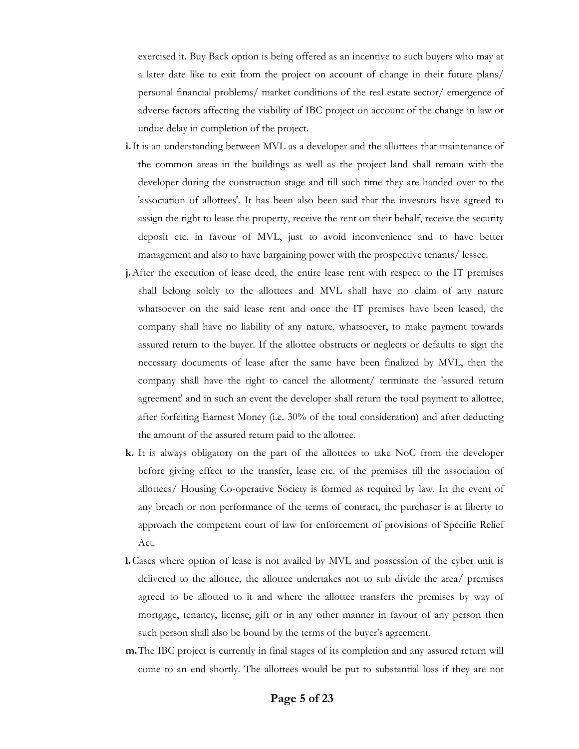exercised it. Buy Back option is being offered as an incentive to such buyers who may at a later date like to exit from the project on account of change in their future plans/ personal financial problems/ market conditions of the real estate sector/ emergence of adverse factors affecting the viability of IBC project on account of the change in law or undue delay in completion of the project.

**i.** It is an understanding between MVL as a developer and the allottees that maintenance of the common areas in the buildings as well as the project land shall remain with the developer during the construction stage and till such time they are handed over to the 'association of allottees'. It has been also been said that the investors have agreed to assign the right to lease the property, receive the rent on their behalf, receive the security deposit etc. in favour of MVL, just to avoid inconvenience and to have better management and also to have bargaining power with the prospective tenants/ lessee.

**j.** After the execution of lease deed, the entire lease rent with respect to the IT premises shall belong solely to the allottees and MVL shall have no claim of any nature whatsoever on the said lease rent and once the IT premises have been leased, the company shall have no liability of any nature, whatsoever, to make payment towards assured return to the buyer. If the allottee obstructs or neglects or defaults to sign the necessary documents of lease after the same have been finalized by MVL, then the company shall have the right to cancel the allotment/ terminate the 'assured return agreement' and in such an event the developer shall return the total payment to allottee, after forfeiting Earnest Money (i.e. 30% of the total consideration) and after deducting the amount of the assured return paid to the allottee.

**k.** It is always obligatory on the part of the allottees to take NoC from the developer before giving effect to the transfer, lease etc. of the premises till the association of allottees/ Housing Co-operative Society is formed as required by law. In the event of any breach or non performance of the terms of contract, the purchaser is at liberty to approach the competent court of law for enforcement of provisions of Specific Relief Act.

**l.** Cases where option of lease is not availed by MVL and possession of the cyber unit is delivered to the allottee, the allottee undertakes not to sub divide the area/ premises agreed to be allotted to it and where the allottee transfers the premises by way of mortgage, tenancy, license, gift or in any other manner in favour of any person then such person shall also be bound by the terms of the buyer's agreement.

**m.** The IBC project is currently in final stages of its completion and any assured return will come to an end shortly. The allottees would be put to substantial loss if they are not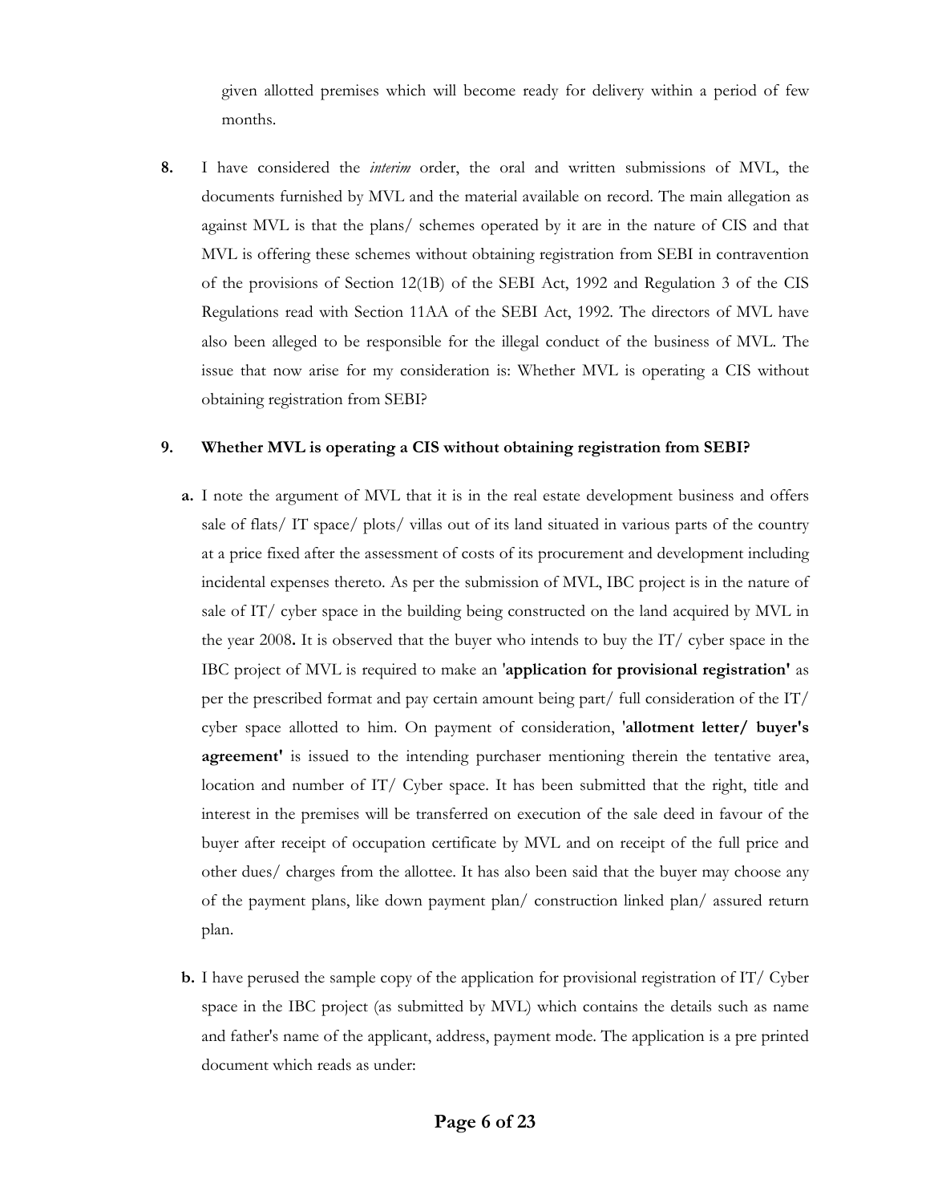given allotted premises which will become ready for delivery within a period of few months.

**8.** I have considered the *interim* order, the oral and written submissions of MVL, the documents furnished by MVL and the material available on record. The main allegation as against MVL is that the plans/ schemes operated by it are in the nature of CIS and that MVL is offering these schemes without obtaining registration from SEBI in contravention of the provisions of Section 12(1B) of the SEBI Act, 1992 and Regulation 3 of the CIS Regulations read with Section 11AA of the SEBI Act, 1992. The directors of MVL have also been alleged to be responsible for the illegal conduct of the business of MVL. The issue that now arise for my consideration is: Whether MVL is operating a CIS without obtaining registration from SEBI?

**9. Whether MVL is operating a CIS without obtaining registration from SEBI?**

**a.** I note the argument of MVL that it is in the real estate development business and offers sale of flats/ IT space/ plots/ villas out of its land situated in various parts of the country at a price fixed after the assessment of costs of its procurement and development including incidental expenses thereto. As per the submission of MVL, IBC project is in the nature of sale of IT/ cyber space in the building being constructed on the land acquired by MVL in the year 2008**.** It is observed that the buyer who intends to buy the IT/ cyber space in the IBC project of MVL is required to make an **'application for provisional registration'** as per the prescribed format and pay certain amount being part/ full consideration of the IT/ cyber space allotted to him. On payment of consideration, **'allotment letter/ buyer's agreement'** is issued to the intending purchaser mentioning therein the tentative area, location and number of IT/ Cyber space. It has been submitted that the right, title and interest in the premises will be transferred on execution of the sale deed in favour of the buyer after receipt of occupation certificate by MVL and on receipt of the full price and other dues/ charges from the allottee. It has also been said that the buyer may choose any of the payment plans, like down payment plan/ construction linked plan/ assured return plan.

**b.** I have perused the sample copy of the application for provisional registration of IT/ Cyber space in the IBC project (as submitted by MVL) which contains the details such as name and father's name of the applicant, address, payment mode. The application is a pre printed document which reads as under: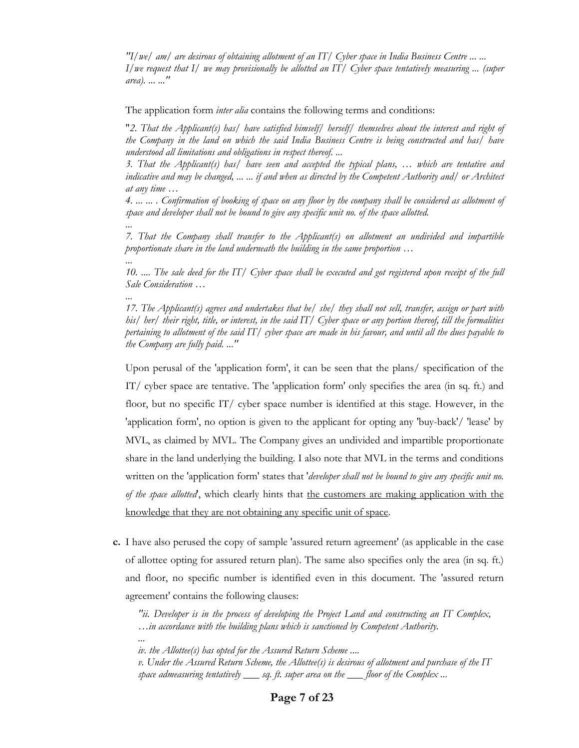*"I/ we/ am/ are desirous of obtaining allotment of an IT/ Cyber space in India Business Centre ... ... I/ we request that I/ we may provisionally be allotted an IT/ Cyber space tentatively measuring ... (super area). ... ..."*

The application form *inter alia* contains the following terms and conditions:

"*2. That the Applicant(s) has/ have satisfied himself/ herself/ themselves about the interest and right of the Company in the land on which the said India Business Centre is being constructed and has/ have understood all limitations and obligations in respect thereof. ...*

*3. That the Applicant(s) has/ have seen and accepted the typical plans, … which are tentative and indicative and may be changed, ... ... if and when as directed by the Competent Authority and/ or Architect at any time …*

*4. ... ... . Confirmation of booking of space on any floor by the company shall be considered as allotment of space and developer shall not be bound to give any specific unit no. of the space allotted.*

*...*

*7. That the Company shall transfer to the Applicant(s) on allotment an undivided and impartible proportionate share in the land underneath the building in the same proportion …*

*...*

*10. .... The sale deed for the IT/ Cyber space shall be executed and got registered upon receipt of the full Sale Consideration …*

*...*

*17. The Applicant(s) agrees and undertakes that he/ she/ they shall not sell, transfer, assign or part with his/ her/ their right, title, or interest, in the said IT/ Cyber space or any portion thereof, till the formalities pertaining to allotment of the said IT/ cyber space are made in his favour, and until all the dues payable to the Company are fully paid. ...*"

Upon perusal of the 'application form', it can be seen that the plans/ specification of the IT/ cyber space are tentative. The 'application form' only specifies the area (in sq. ft.) and floor, but no specific IT/ cyber space number is identified at this stage. However, in the 'application form', no option is given to the applicant for opting any 'buy-back'/ 'lease' by MVL, as claimed by MVL. The Company gives an undivided and impartible proportionate share in the land underlying the building. I also note that MVL in the terms and conditions written on the 'application form' states that '*developer shall not be bound to give any specific unit no. of the space allotted*', which clearly hints that <u>the customers are making application with the knowledge that they are not obtaining any specific unit of space</u>.

**c.** I have also perused the copy of sample 'assured return agreement' (as applicable in the case of allottee opting for assured return plan). The same also specifies only the area (in sq. ft.) and floor, no specific number is identified even in this document. The 'assured return agreement' contains the following clauses:

*"ii. Developer is in the process of developing the Project Land and constructing an IT Complex, …in accordance with the building plans which is sanctioned by Competent Authority.*

*...*

*iv. the Allottee(s) has opted for the Assured Return Scheme ....*

*v. Under the Assured Return Scheme, the Allottee(s) is desirous of allotment and purchase of the IT space admeasuring tentatively ___ sq. ft. super area on the ___ floor of the Complex ...*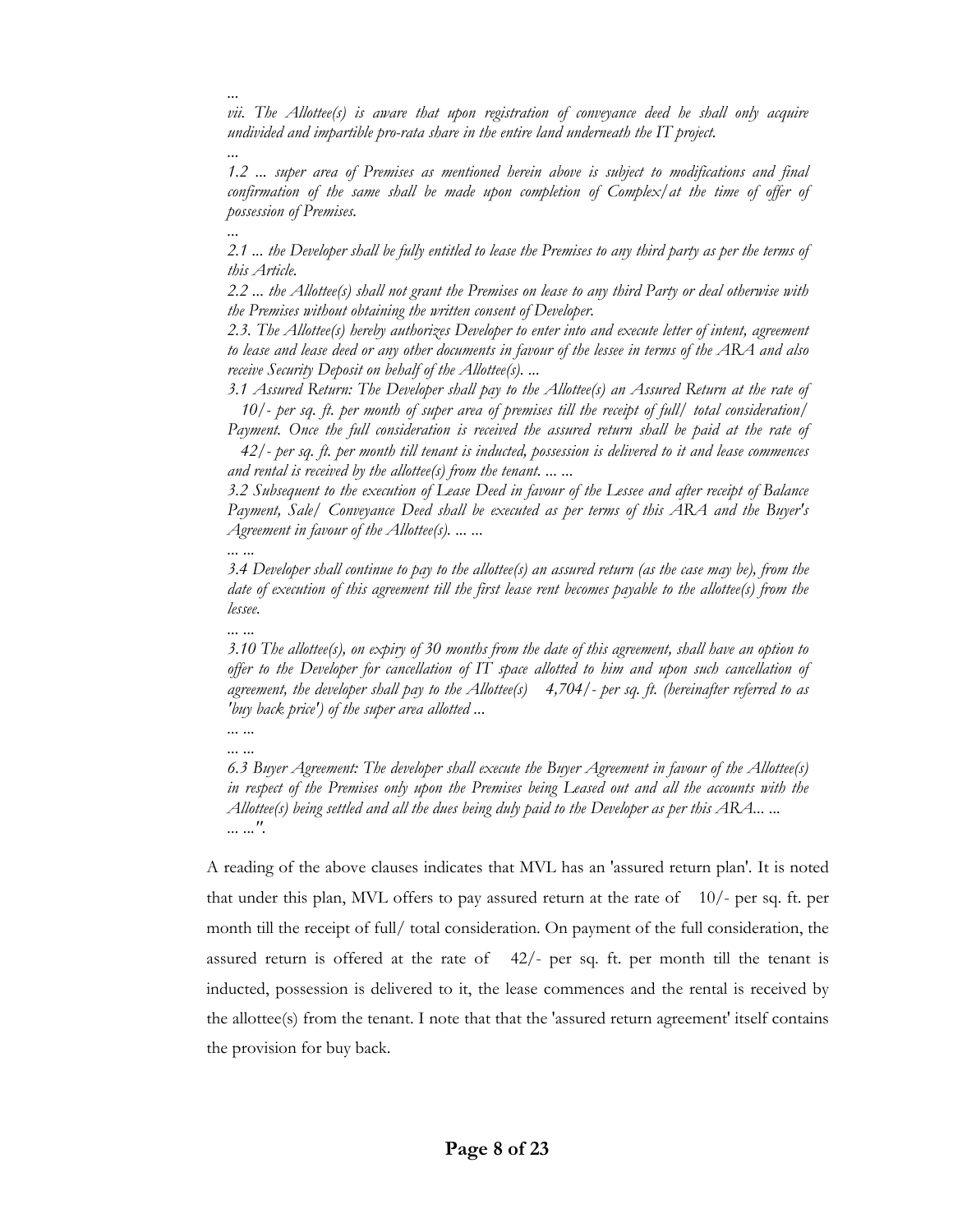*...*

*vii. The Allottee(s) is aware that upon registration of conveyance deed he shall only acquire undivided and impartible pro-rata share in the entire land underneath the IT project.*

*...*

*1.2 ... super area of Premises as mentioned herein above is subject to modifications and final confirmation of the same shall be made upon completion of Complex/at the time of offer of possession of Premises.*

*...*

*2.1 ... the Developer shall be fully entitled to lease the Premises to any third party as per the terms of this Article.*

*2.2 ... the Allottee(s) shall not grant the Premises on lease to any third Party or deal otherwise with the Premises without obtaining the written consent of Developer.*

*2.3. The Allottee(s) hereby authorizes Developer to enter into and execute letter of intent, agreement to lease and lease deed or any other documents in favour of the lessee in terms of the ARA and also receive Security Deposit on behalf of the Allottee(s). ...*

*3.1 Assured Return: The Developer shall pay to the Allottee(s) an Assured Return at the rate of 10/- per sq. ft. per month of super area of premises till the receipt of full/ total consideration/ Payment. Once the full consideration is received the assured return shall be paid at the rate of 42/- per sq. ft. per month till tenant is inducted, possession is delivered to it and lease commences and rental is received by the allottee(s) from the tenant. ... ...*

*3.2 Subsequent to the execution of Lease Deed in favour of the Lessee and after receipt of Balance Payment, Sale/ Conveyance Deed shall be executed as per terms of this ARA and the Buyer's Agreement in favour of the Allottee(s). ... ...*

*... ...*

*3.4 Developer shall continue to pay to the allottee(s) an assured return (as the case may be), from the date of execution of this agreement till the first lease rent becomes payable to the allottee(s) from the lessee.*

*... ...*

*3.10 The allottee(s), on expiry of 30 months from the date of this agreement, shall have an option to offer to the Developer for cancellation of IT space allotted to him and upon such cancellation of agreement, the developer shall pay to the Allottee(s) 4,704/- per sq. ft. (hereinafter referred to as 'buy back price') of the super area allotted ...*

*... ...*

*... ...*

*6.3 Buyer Agreement: The developer shall execute the Buyer Agreement in favour of the Allottee(s) in respect of the Premises only upon the Premises being Leased out and all the accounts with the Allottee(s) being settled and all the dues being duly paid to the Developer as per this ARA... ...*
*... ...".*

A reading of the above clauses indicates that MVL has an 'assured return plan'. It is noted that under this plan, MVL offers to pay assured return at the rate of 10/- per sq. ft. per month till the receipt of full/ total consideration. On payment of the full consideration, the assured return is offered at the rate of 42/- per sq. ft. per month till the tenant is inducted, possession is delivered to it, the lease commences and the rental is received by the allottee(s) from the tenant. I note that that the 'assured return agreement' itself contains the provision for buy back.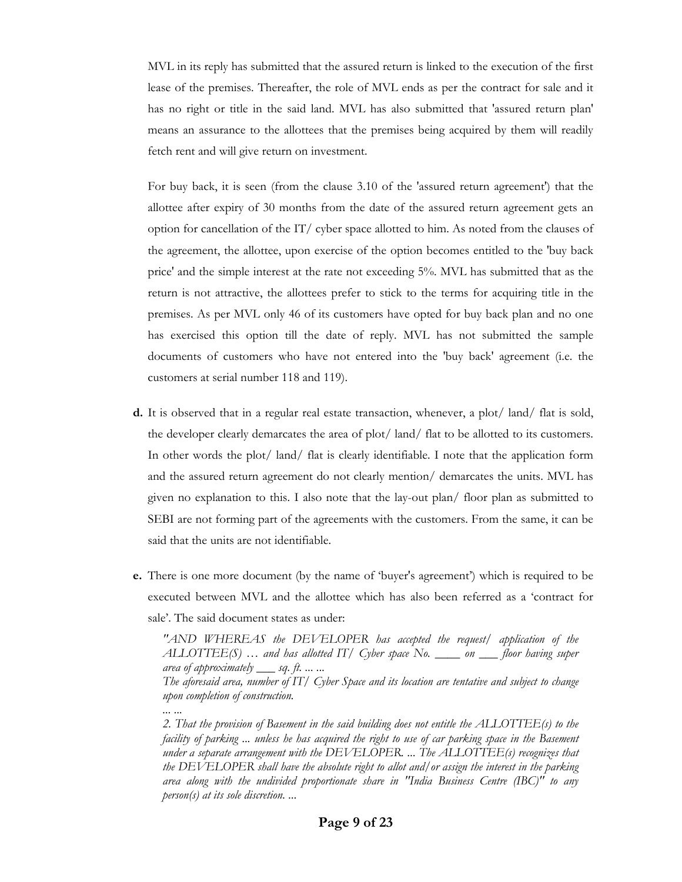MVL in its reply has submitted that the assured return is linked to the execution of the first lease of the premises. Thereafter, the role of MVL ends as per the contract for sale and it has no right or title in the said land. MVL has also submitted that 'assured return plan' means an assurance to the allottees that the premises being acquired by them will readily fetch rent and will give return on investment.

For buy back, it is seen (from the clause 3.10 of the 'assured return agreement') that the allottee after expiry of 30 months from the date of the assured return agreement gets an option for cancellation of the IT/ cyber space allotted to him. As noted from the clauses of the agreement, the allottee, upon exercise of the option becomes entitled to the 'buy back price' and the simple interest at the rate not exceeding 5%. MVL has submitted that as the return is not attractive, the allottees prefer to stick to the terms for acquiring title in the premises. As per MVL only 46 of its customers have opted for buy back plan and no one has exercised this option till the date of reply. MVL has not submitted the sample documents of customers who have not entered into the 'buy back' agreement (i.e. the customers at serial number 118 and 119).

**d.** It is observed that in a regular real estate transaction, whenever, a plot/ land/ flat is sold, the developer clearly demarcates the area of plot/ land/ flat to be allotted to its customers. In other words the plot/ land/ flat is clearly identifiable. I note that the application form and the assured return agreement do not clearly mention/ demarcates the units. MVL has given no explanation to this. I also note that the lay-out plan/ floor plan as submitted to SEBI are not forming part of the agreements with the customers. From the same, it can be said that the units are not identifiable.

**e.** There is one more document (by the name of 'buyer's agreement') which is required to be executed between MVL and the allottee which has also been referred as a 'contract for sale'. The said document states as under:

> *"AND WHEREAS the DEVELOPER has accepted the request/ application of the ALLOTTEE(S) … and has allotted IT/ Cyber space No. ____ on ___ floor having super area of approximately ___ sq. ft. ... ...*
>
> *The aforesaid area, number of IT/ Cyber Space and its location are tentative and subject to change upon completion of construction.*
>
> *... ...*
>
> *2. That the provision of Basement in the said building does not entitle the ALLOTTEE(s) to the facility of parking ... unless he has acquired the right to use of car parking space in the Basement under a separate arrangement with the DEVELOPER. ... The ALLOTTEE(s) recognizes that the DEVELOPER shall have the absolute right to allot and/or assign the interest in the parking area along with the undivided proportionate share in "India Business Centre (IBC)" to any person(s) at its sole discretion. ...*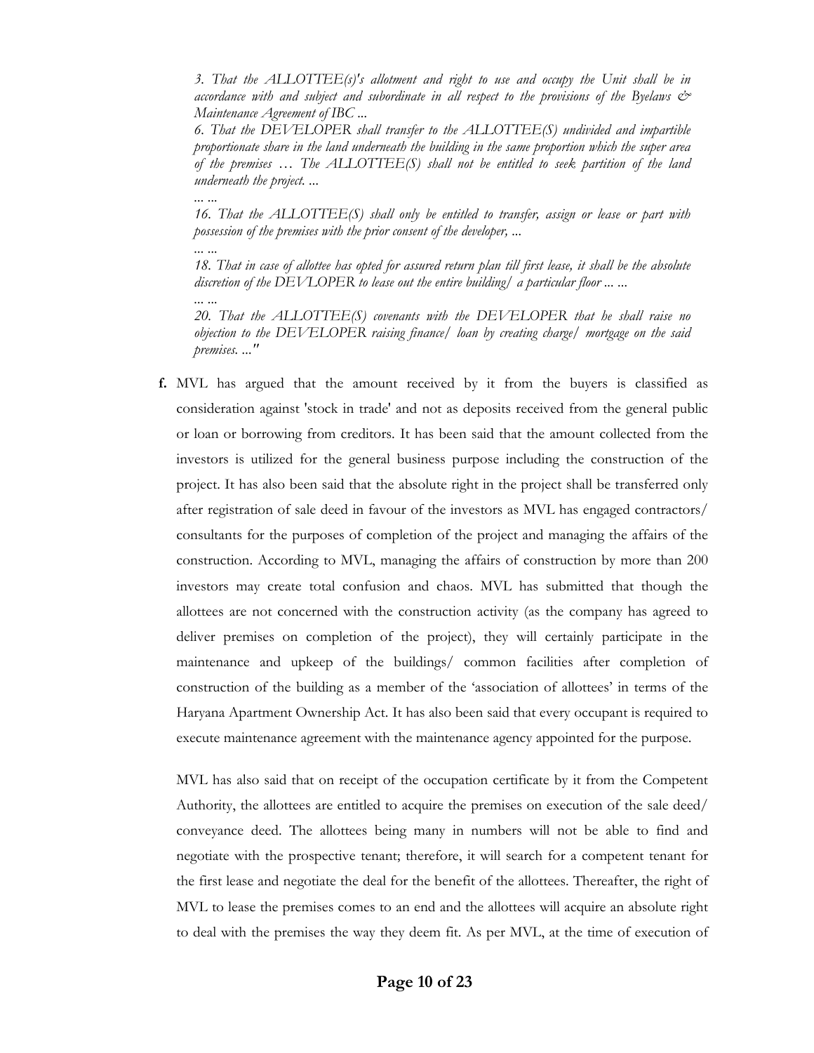*3. That the ALLOTTEE(s)'s allotment and right to use and occupy the Unit shall be in accordance with and subject and subordinate in all respect to the provisions of the Byelaws & Maintenance Agreement of IBC ...*

*6. That the DEVELOPER shall transfer to the ALLOTTEE(S) undivided and impartible proportionate share in the land underneath the building in the same proportion which the super area of the premises … The ALLOTTEE(S) shall not be entitled to seek partition of the land underneath the project. ...*

*... ...*

*16. That the ALLOTTEE(S) shall only be entitled to transfer, assign or lease or part with possession of the premises with the prior consent of the developer, ...*

*... ...*

*18. That in case of allottee has opted for assured return plan till first lease, it shall be the absolute discretion of the DEVLOPER to lease out the entire building/ a particular floor ... ...*

*... ...*

*20. That the ALLOTTEE(S) covenants with the DEVELOPER that he shall raise no objection to the DEVELOPER raising finance/ loan by creating charge/ mortgage on the said premises. ..."*

**f.** MVL has argued that the amount received by it from the buyers is classified as consideration against 'stock in trade' and not as deposits received from the general public or loan or borrowing from creditors. It has been said that the amount collected from the investors is utilized for the general business purpose including the construction of the project. It has also been said that the absolute right in the project shall be transferred only after registration of sale deed in favour of the investors as MVL has engaged contractors/ consultants for the purposes of completion of the project and managing the affairs of the construction. According to MVL, managing the affairs of construction by more than 200 investors may create total confusion and chaos. MVL has submitted that though the allottees are not concerned with the construction activity (as the company has agreed to deliver premises on completion of the project), they will certainly participate in the maintenance and upkeep of the buildings/ common facilities after completion of construction of the building as a member of the 'association of allottees' in terms of the Haryana Apartment Ownership Act. It has also been said that every occupant is required to execute maintenance agreement with the maintenance agency appointed for the purpose.

MVL has also said that on receipt of the occupation certificate by it from the Competent Authority, the allottees are entitled to acquire the premises on execution of the sale deed/ conveyance deed. The allottees being many in numbers will not be able to find and negotiate with the prospective tenant; therefore, it will search for a competent tenant for the first lease and negotiate the deal for the benefit of the allottees. Thereafter, the right of MVL to lease the premises comes to an end and the allottees will acquire an absolute right to deal with the premises the way they deem fit. As per MVL, at the time of execution of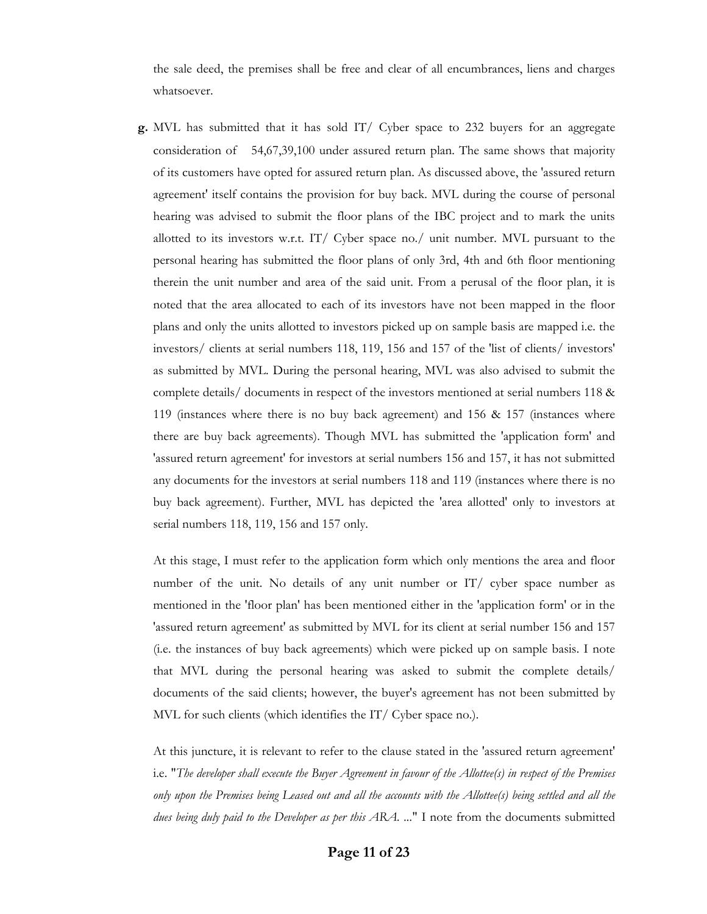the sale deed, the premises shall be free and clear of all encumbrances, liens and charges whatsoever.

**g.** MVL has submitted that it has sold IT/ Cyber space to 232 buyers for an aggregate consideration of 54,67,39,100 under assured return plan. The same shows that majority of its customers have opted for assured return plan. As discussed above, the 'assured return agreement' itself contains the provision for buy back. MVL during the course of personal hearing was advised to submit the floor plans of the IBC project and to mark the units allotted to its investors w.r.t. IT/ Cyber space no./ unit number. MVL pursuant to the personal hearing has submitted the floor plans of only 3rd, 4th and 6th floor mentioning therein the unit number and area of the said unit. From a perusal of the floor plan, it is noted that the area allocated to each of its investors have not been mapped in the floor plans and only the units allotted to investors picked up on sample basis are mapped i.e. the investors/ clients at serial numbers 118, 119, 156 and 157 of the 'list of clients/ investors' as submitted by MVL. During the personal hearing, MVL was also advised to submit the complete details/ documents in respect of the investors mentioned at serial numbers 118 & 119 (instances where there is no buy back agreement) and 156 & 157 (instances where there are buy back agreements). Though MVL has submitted the 'application form' and 'assured return agreement' for investors at serial numbers 156 and 157, it has not submitted any documents for the investors at serial numbers 118 and 119 (instances where there is no buy back agreement). Further, MVL has depicted the 'area allotted' only to investors at serial numbers 118, 119, 156 and 157 only.

At this stage, I must refer to the application form which only mentions the area and floor number of the unit. No details of any unit number or IT/ cyber space number as mentioned in the 'floor plan' has been mentioned either in the 'application form' or in the 'assured return agreement' as submitted by MVL for its client at serial number 156 and 157 (i.e. the instances of buy back agreements) which were picked up on sample basis. I note that MVL during the personal hearing was asked to submit the complete details/ documents of the said clients; however, the buyer's agreement has not been submitted by MVL for such clients (which identifies the IT/ Cyber space no.).

At this juncture, it is relevant to refer to the clause stated in the 'assured return agreement' i.e. "*The developer shall execute the Buyer Agreement in favour of the Allottee(s) in respect of the Premises only upon the Premises being Leased out and all the accounts with the Allottee(s) being settled and all the dues being duly paid to the Developer as per this ARA. ...*" I note from the documents submitted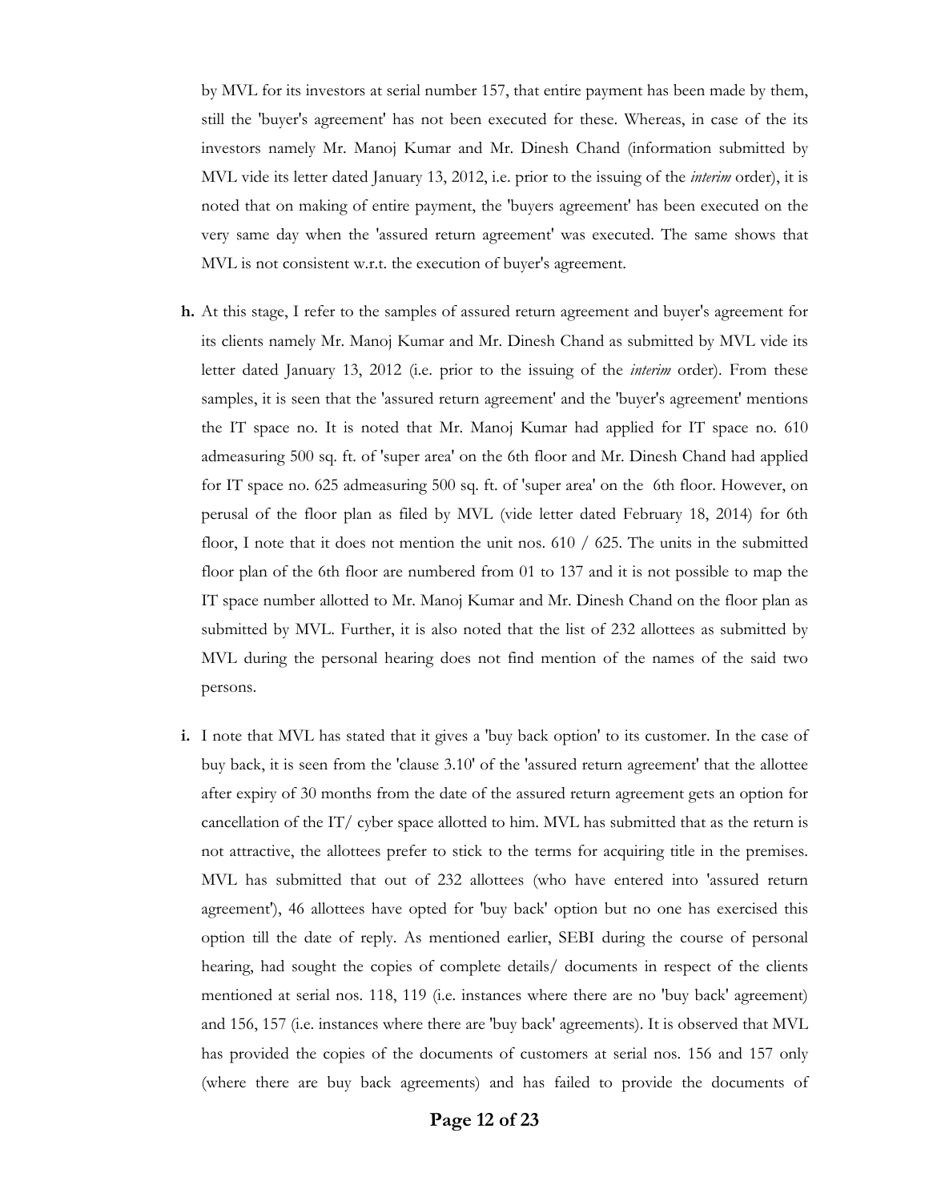by MVL for its investors at serial number 157, that entire payment has been made by them, still the 'buyer's agreement' has not been executed for these. Whereas, in case of the its investors namely Mr. Manoj Kumar and Mr. Dinesh Chand (information submitted by MVL vide its letter dated January 13, 2012, i.e. prior to the issuing of the *interim* order), it is noted that on making of entire payment, the 'buyers agreement' has been executed on the very same day when the 'assured return agreement' was executed. The same shows that MVL is not consistent w.r.t. the execution of buyer's agreement.

**h.** At this stage, I refer to the samples of assured return agreement and buyer's agreement for its clients namely Mr. Manoj Kumar and Mr. Dinesh Chand as submitted by MVL vide its letter dated January 13, 2012 (i.e. prior to the issuing of the *interim* order). From these samples, it is seen that the 'assured return agreement' and the 'buyer's agreement' mentions the IT space no. It is noted that Mr. Manoj Kumar had applied for IT space no. 610 admeasuring 500 sq. ft. of 'super area' on the 6th floor and Mr. Dinesh Chand had applied for IT space no. 625 admeasuring 500 sq. ft. of 'super area' on the 6th floor. However, on perusal of the floor plan as filed by MVL (vide letter dated February 18, 2014) for 6th floor, I note that it does not mention the unit nos. 610 / 625. The units in the submitted floor plan of the 6th floor are numbered from 01 to 137 and it is not possible to map the IT space number allotted to Mr. Manoj Kumar and Mr. Dinesh Chand on the floor plan as submitted by MVL. Further, it is also noted that the list of 232 allottees as submitted by MVL during the personal hearing does not find mention of the names of the said two persons.

**i.** I note that MVL has stated that it gives a 'buy back option' to its customer. In the case of buy back, it is seen from the 'clause 3.10' of the 'assured return agreement' that the allottee after expiry of 30 months from the date of the assured return agreement gets an option for cancellation of the IT/ cyber space allotted to him. MVL has submitted that as the return is not attractive, the allottees prefer to stick to the terms for acquiring title in the premises. MVL has submitted that out of 232 allottees (who have entered into 'assured return agreement'), 46 allottees have opted for 'buy back' option but no one has exercised this option till the date of reply. As mentioned earlier, SEBI during the course of personal hearing, had sought the copies of complete details/ documents in respect of the clients mentioned at serial nos. 118, 119 (i.e. instances where there are no 'buy back' agreement) and 156, 157 (i.e. instances where there are 'buy back' agreements). It is observed that MVL has provided the copies of the documents of customers at serial nos. 156 and 157 only (where there are buy back agreements) and has failed to provide the documents of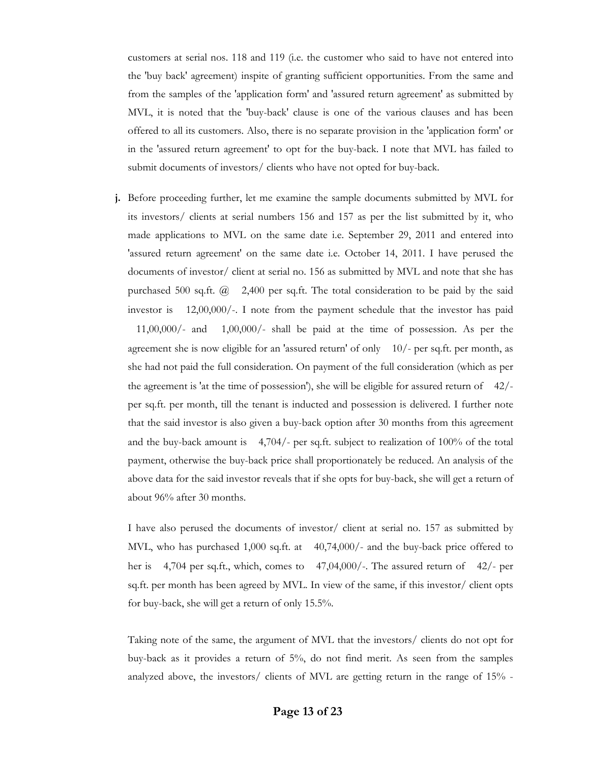customers at serial nos. 118 and 119 (i.e. the customer who said to have not entered into the 'buy back' agreement) inspite of granting sufficient opportunities. From the same and from the samples of the 'application form' and 'assured return agreement' as submitted by MVL, it is noted that the 'buy-back' clause is one of the various clauses and has been offered to all its customers. Also, there is no separate provision in the 'application form' or in the 'assured return agreement' to opt for the buy-back. I note that MVL has failed to submit documents of investors/ clients who have not opted for buy-back.

**j.** Before proceeding further, let me examine the sample documents submitted by MVL for its investors/ clients at serial numbers 156 and 157 as per the list submitted by it, who made applications to MVL on the same date i.e. September 29, 2011 and entered into 'assured return agreement' on the same date i.e. October 14, 2011. I have perused the documents of investor/ client at serial no. 156 as submitted by MVL and note that she has purchased 500 sq.ft. @ 2,400 per sq.ft. The total consideration to be paid by the said investor is 12,00,000/-. I note from the payment schedule that the investor has paid 11,00,000/- and 1,00,000/- shall be paid at the time of possession. As per the agreement she is now eligible for an 'assured return' of only 10/- per sq.ft. per month, as she had not paid the full consideration. On payment of the full consideration (which as per the agreement is 'at the time of possession'), she will be eligible for assured return of 42/- per sq.ft. per month, till the tenant is inducted and possession is delivered. I further note that the said investor is also given a buy-back option after 30 months from this agreement and the buy-back amount is 4,704/- per sq.ft. subject to realization of 100% of the total payment, otherwise the buy-back price shall proportionately be reduced. An analysis of the above data for the said investor reveals that if she opts for buy-back, she will get a return of about 96% after 30 months.

I have also perused the documents of investor/ client at serial no. 157 as submitted by MVL, who has purchased 1,000 sq.ft. at 40,74,000/- and the buy-back price offered to her is 4,704 per sq.ft., which, comes to 47,04,000/-. The assured return of 42/- per sq.ft. per month has been agreed by MVL. In view of the same, if this investor/ client opts for buy-back, she will get a return of only 15.5%.

Taking note of the same, the argument of MVL that the investors/ clients do not opt for buy-back as it provides a return of 5%, do not find merit. As seen from the samples analyzed above, the investors/ clients of MVL are getting return in the range of 15% -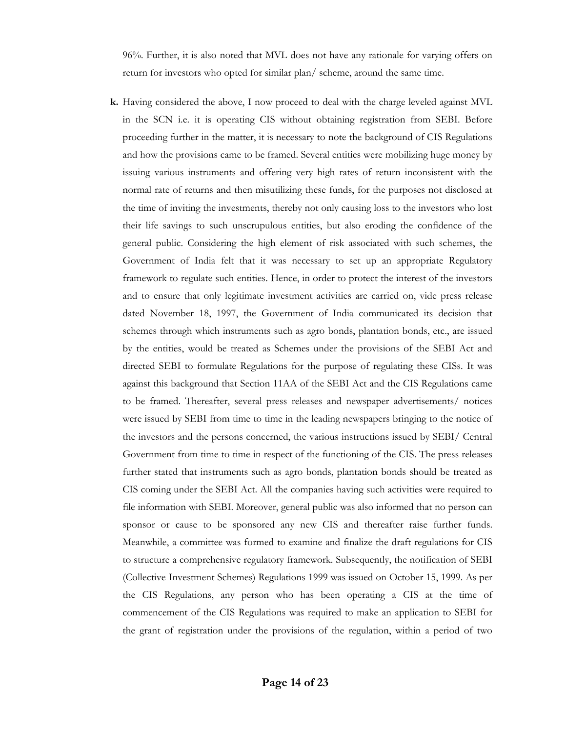96%. Further, it is also noted that MVL does not have any rationale for varying offers on return for investors who opted for similar plan/ scheme, around the same time.

**k.** Having considered the above, I now proceed to deal with the charge leveled against MVL in the SCN i.e. it is operating CIS without obtaining registration from SEBI. Before proceeding further in the matter, it is necessary to note the background of CIS Regulations and how the provisions came to be framed. Several entities were mobilizing huge money by issuing various instruments and offering very high rates of return inconsistent with the normal rate of returns and then misutilizing these funds, for the purposes not disclosed at the time of inviting the investments, thereby not only causing loss to the investors who lost their life savings to such unscrupulous entities, but also eroding the confidence of the general public. Considering the high element of risk associated with such schemes, the Government of India felt that it was necessary to set up an appropriate Regulatory framework to regulate such entities. Hence, in order to protect the interest of the investors and to ensure that only legitimate investment activities are carried on, vide press release dated November 18, 1997, the Government of India communicated its decision that schemes through which instruments such as agro bonds, plantation bonds, etc., are issued by the entities, would be treated as Schemes under the provisions of the SEBI Act and directed SEBI to formulate Regulations for the purpose of regulating these CISs. It was against this background that Section 11AA of the SEBI Act and the CIS Regulations came to be framed. Thereafter, several press releases and newspaper advertisements/ notices were issued by SEBI from time to time in the leading newspapers bringing to the notice of the investors and the persons concerned, the various instructions issued by SEBI/ Central Government from time to time in respect of the functioning of the CIS. The press releases further stated that instruments such as agro bonds, plantation bonds should be treated as CIS coming under the SEBI Act. All the companies having such activities were required to file information with SEBI. Moreover, general public was also informed that no person can sponsor or cause to be sponsored any new CIS and thereafter raise further funds. Meanwhile, a committee was formed to examine and finalize the draft regulations for CIS to structure a comprehensive regulatory framework. Subsequently, the notification of SEBI (Collective Investment Schemes) Regulations 1999 was issued on October 15, 1999. As per the CIS Regulations, any person who has been operating a CIS at the time of commencement of the CIS Regulations was required to make an application to SEBI for the grant of registration under the provisions of the regulation, within a period of two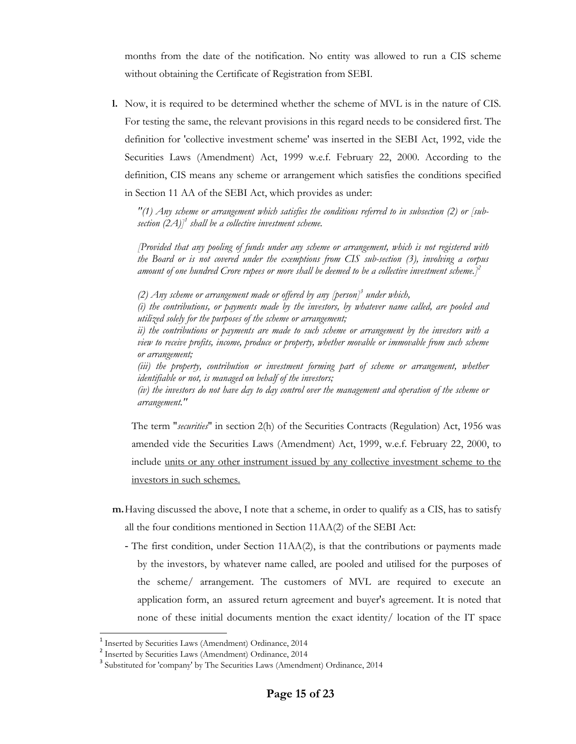months from the date of the notification. No entity was allowed to run a CIS scheme without obtaining the Certificate of Registration from SEBI.

**l.** Now, it is required to be determined whether the scheme of MVL is in the nature of CIS. For testing the same, the relevant provisions in this regard needs to be considered first. The definition for 'collective investment scheme' was inserted in the SEBI Act, 1992, vide the Securities Laws (Amendment) Act, 1999 w.e.f. February 22, 2000. According to the definition, CIS means any scheme or arrangement which satisfies the conditions specified in Section 11 AA of the SEBI Act, which provides as under:

> *"(1) Any scheme or arrangement which satisfies the conditions referred to in subsection (2) or [sub-section (2A)][1] shall be a collective investment scheme.*
>
> *[Provided that any pooling of funds under any scheme or arrangement, which is not registered with the Board or is not covered under the exemptions from CIS sub-section (3), involving a corpus amount of one hundred Crore rupees or more shall be deemed to be a collective investment scheme.][2]*
>
> *(2) Any scheme or arrangement made or offered by any [person][3] under which,*
> *(i) the contributions, or payments made by the investors, by whatever name called, are pooled and utilized solely for the purposes of the scheme or arrangement;*
> *ii) the contributions or payments are made to such scheme or arrangement by the investors with a view to receive profits, income, produce or property, whether movable or immovable from such scheme or arrangement;*
> *(iii) the property, contribution or investment forming part of scheme or arrangement, whether identifiable or not, is managed on behalf of the investors;*
> *(iv) the investors do not have day to day control over the management and operation of the scheme or arrangement."*

The term "*securities*" in section 2(h) of the Securities Contracts (Regulation) Act, 1956 was amended vide the Securities Laws (Amendment) Act, 1999, w.e.f. February 22, 2000, to include <u>units or any other instrument issued by any collective investment scheme to the investors in such schemes.</u>

**m.** Having discussed the above, I note that a scheme, in order to qualify as a CIS, has to satisfy all the four conditions mentioned in Section 11AA(2) of the SEBI Act:

- The first condition, under Section 11AA(2), is that the contributions or payments made by the investors, by whatever name called, are pooled and utilised for the purposes of the scheme/ arrangement. The customers of MVL are required to execute an application form, an assured return agreement and buyer's agreement. It is noted that none of these initial documents mention the exact identity/ location of the IT space

---

[1] Inserted by Securities Laws (Amendment) Ordinance, 2014

[2] Inserted by Securities Laws (Amendment) Ordinance, 2014

[3] Substituted for 'company' by The Securities Laws (Amendment) Ordinance, 2014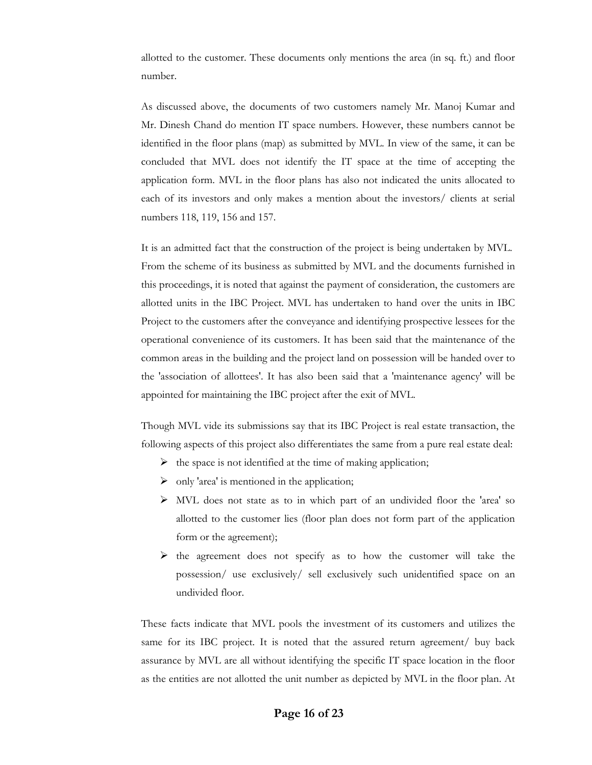allotted to the customer. These documents only mentions the area (in sq. ft.) and floor number.

As discussed above, the documents of two customers namely Mr. Manoj Kumar and Mr. Dinesh Chand do mention IT space numbers. However, these numbers cannot be identified in the floor plans (map) as submitted by MVL. In view of the same, it can be concluded that MVL does not identify the IT space at the time of accepting the application form. MVL in the floor plans has also not indicated the units allocated to each of its investors and only makes a mention about the investors/ clients at serial numbers 118, 119, 156 and 157.

It is an admitted fact that the construction of the project is being undertaken by MVL. From the scheme of its business as submitted by MVL and the documents furnished in this proceedings, it is noted that against the payment of consideration, the customers are allotted units in the IBC Project. MVL has undertaken to hand over the units in IBC Project to the customers after the conveyance and identifying prospective lessees for the operational convenience of its customers. It has been said that the maintenance of the common areas in the building and the project land on possession will be handed over to the 'association of allottees'. It has also been said that a 'maintenance agency' will be appointed for maintaining the IBC project after the exit of MVL.

Though MVL vide its submissions say that its IBC Project is real estate transaction, the following aspects of this project also differentiates the same from a pure real estate deal:

- the space is not identified at the time of making application;
- only 'area' is mentioned in the application;
- MVL does not state as to in which part of an undivided floor the 'area' so allotted to the customer lies (floor plan does not form part of the application form or the agreement);
- the agreement does not specify as to how the customer will take the possession/ use exclusively/ sell exclusively such unidentified space on an undivided floor.

These facts indicate that MVL pools the investment of its customers and utilizes the same for its IBC project. It is noted that the assured return agreement/ buy back assurance by MVL are all without identifying the specific IT space location in the floor as the entities are not allotted the unit number as depicted by MVL in the floor plan. At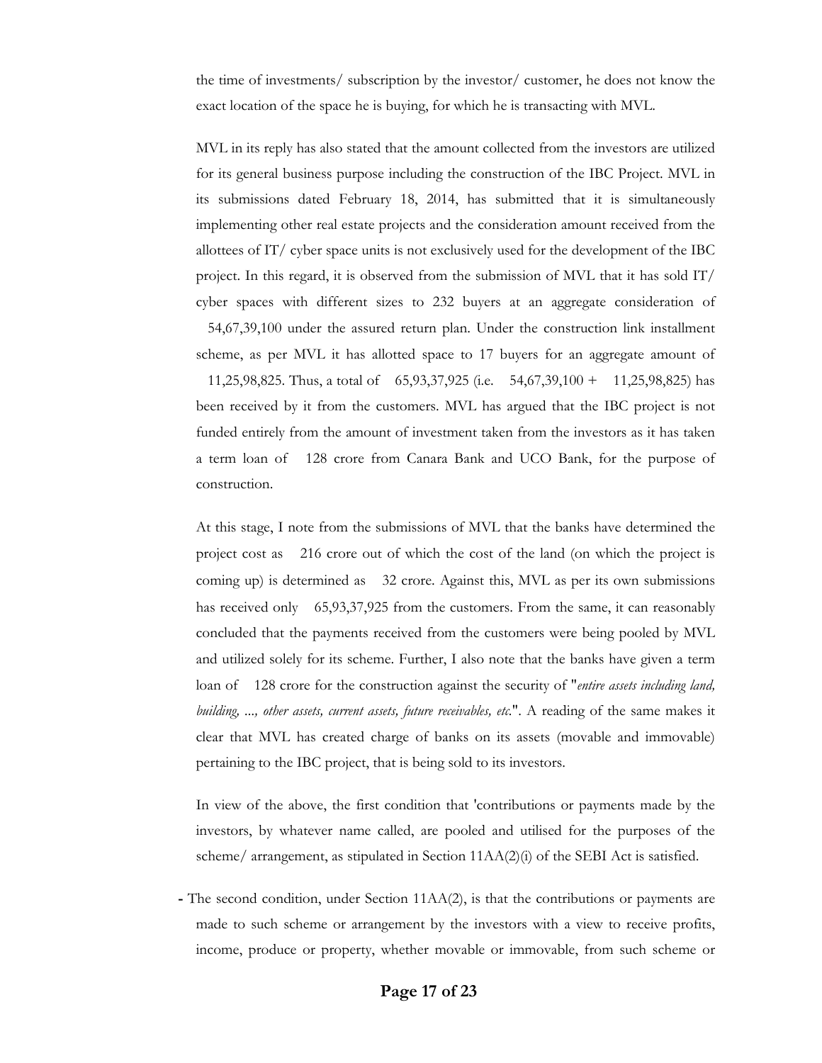the time of investments/ subscription by the investor/ customer, he does not know the exact location of the space he is buying, for which he is transacting with MVL.

MVL in its reply has also stated that the amount collected from the investors are utilized for its general business purpose including the construction of the IBC Project. MVL in its submissions dated February 18, 2014, has submitted that it is simultaneously implementing other real estate projects and the consideration amount received from the allottees of IT/ cyber space units is not exclusively used for the development of the IBC project. In this regard, it is observed from the submission of MVL that it has sold IT/ cyber spaces with different sizes to 232 buyers at an aggregate consideration of 54,67,39,100 under the assured return plan. Under the construction link installment scheme, as per MVL it has allotted space to 17 buyers for an aggregate amount of 11,25,98,825. Thus, a total of 65,93,37,925 (i.e. 54,67,39,100 + 11,25,98,825) has been received by it from the customers. MVL has argued that the IBC project is not funded entirely from the amount of investment taken from the investors as it has taken a term loan of 128 crore from Canara Bank and UCO Bank, for the purpose of construction.

At this stage, I note from the submissions of MVL that the banks have determined the project cost as 216 crore out of which the cost of the land (on which the project is coming up) is determined as 32 crore. Against this, MVL as per its own submissions has received only 65,93,37,925 from the customers. From the same, it can reasonably concluded that the payments received from the customers were being pooled by MVL and utilized solely for its scheme. Further, I also note that the banks have given a term loan of 128 crore for the construction against the security of "*entire assets including land, building, ..., other assets, current assets, future receivables, etc.*". A reading of the same makes it clear that MVL has created charge of banks on its assets (movable and immovable) pertaining to the IBC project, that is being sold to its investors.

In view of the above, the first condition that 'contributions or payments made by the investors, by whatever name called, are pooled and utilised for the purposes of the scheme/ arrangement, as stipulated in Section 11AA(2)(i) of the SEBI Act is satisfied.

- The second condition, under Section 11AA(2), is that the contributions or payments are made to such scheme or arrangement by the investors with a view to receive profits, income, produce or property, whether movable or immovable, from such scheme or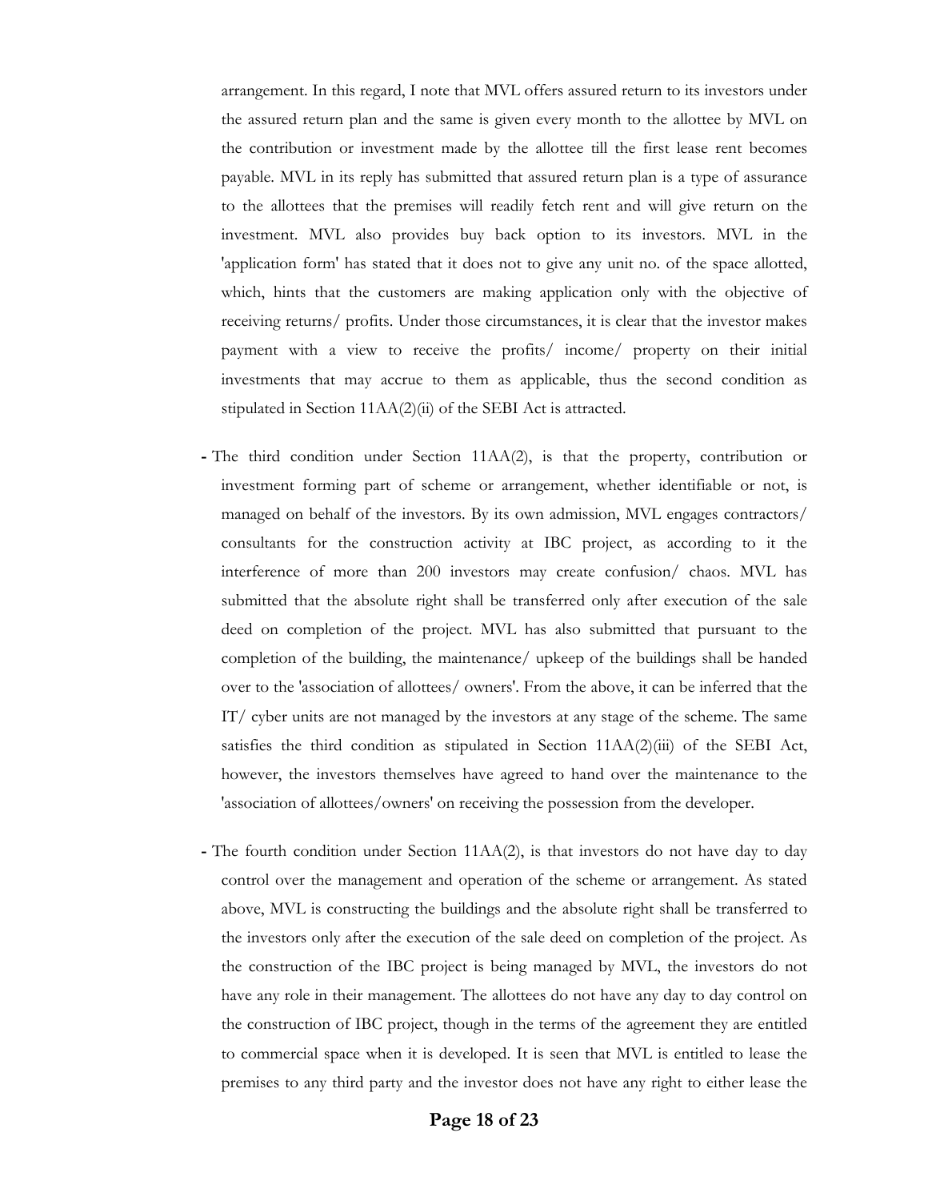arrangement. In this regard, I note that MVL offers assured return to its investors under the assured return plan and the same is given every month to the allottee by MVL on the contribution or investment made by the allottee till the first lease rent becomes payable. MVL in its reply has submitted that assured return plan is a type of assurance to the allottees that the premises will readily fetch rent and will give return on the investment. MVL also provides buy back option to its investors. MVL in the 'application form' has stated that it does not to give any unit no. of the space allotted, which, hints that the customers are making application only with the objective of receiving returns/ profits. Under those circumstances, it is clear that the investor makes payment with a view to receive the profits/ income/ property on their initial investments that may accrue to them as applicable, thus the second condition as stipulated in Section 11AA(2)(ii) of the SEBI Act is attracted.

- The third condition under Section 11AA(2), is that the property, contribution or investment forming part of scheme or arrangement, whether identifiable or not, is managed on behalf of the investors. By its own admission, MVL engages contractors/ consultants for the construction activity at IBC project, as according to it the interference of more than 200 investors may create confusion/ chaos. MVL has submitted that the absolute right shall be transferred only after execution of the sale deed on completion of the project. MVL has also submitted that pursuant to the completion of the building, the maintenance/ upkeep of the buildings shall be handed over to the 'association of allottees/ owners'. From the above, it can be inferred that the IT/ cyber units are not managed by the investors at any stage of the scheme. The same satisfies the third condition as stipulated in Section 11AA(2)(iii) of the SEBI Act, however, the investors themselves have agreed to hand over the maintenance to the 'association of allottees/owners' on receiving the possession from the developer.

- The fourth condition under Section 11AA(2), is that investors do not have day to day control over the management and operation of the scheme or arrangement. As stated above, MVL is constructing the buildings and the absolute right shall be transferred to the investors only after the execution of the sale deed on completion of the project. As the construction of the IBC project is being managed by MVL, the investors do not have any role in their management. The allottees do not have any day to day control on the construction of IBC project, though in the terms of the agreement they are entitled to commercial space when it is developed. It is seen that MVL is entitled to lease the premises to any third party and the investor does not have any right to either lease the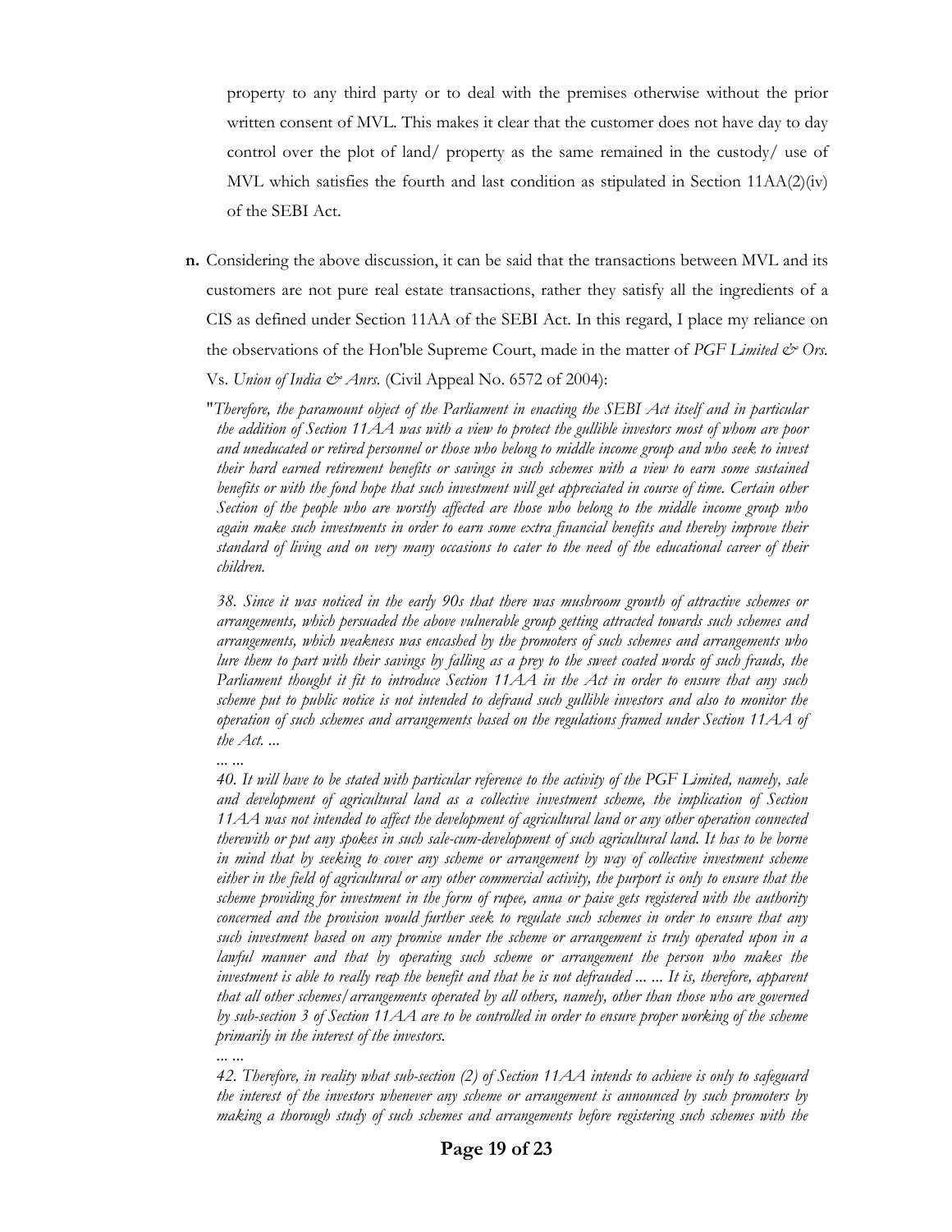property to any third party or to deal with the premises otherwise without the prior written consent of MVL. This makes it clear that the customer does not have day to day control over the plot of land/ property as the same remained in the custody/ use of MVL which satisfies the fourth and last condition as stipulated in Section 11AA(2)(iv) of the SEBI Act.

**n.** Considering the above discussion, it can be said that the transactions between MVL and its customers are not pure real estate transactions, rather they satisfy all the ingredients of a CIS as defined under Section 11AA of the SEBI Act. In this regard, I place my reliance on the observations of the Hon'ble Supreme Court, made in the matter of *PGF Limited & Ors.* Vs. *Union of India & Anrs.* (Civil Appeal No. 6572 of 2004):

"*Therefore, the paramount object of the Parliament in enacting the SEBI Act itself and in particular the addition of Section 11AA was with a view to protect the gullible investors most of whom are poor and uneducated or retired personnel or those who belong to middle income group and who seek to invest their hard earned retirement benefits or savings in such schemes with a view to earn some sustained benefits or with the fond hope that such investment will get appreciated in course of time. Certain other Section of the people who are worstly affected are those who belong to the middle income group who again make such investments in order to earn some extra financial benefits and thereby improve their standard of living and on very many occasions to cater to the need of the educational career of their children.*

*38. Since it was noticed in the early 90s that there was mushroom growth of attractive schemes or arrangements, which persuaded the above vulnerable group getting attracted towards such schemes and arrangements, which weakness was encashed by the promoters of such schemes and arrangements who lure them to part with their savings by falling as a prey to the sweet coated words of such frauds, the Parliament thought it fit to introduce Section 11AA in the Act in order to ensure that any such scheme put to public notice is not intended to defraud such gullible investors and also to monitor the operation of such schemes and arrangements based on the regulations framed under Section 11AA of the Act. ...*

*... ...*

*40. It will have to be stated with particular reference to the activity of the PGF Limited, namely, sale and development of agricultural land as a collective investment scheme, the implication of Section 11AA was not intended to affect the development of agricultural land or any other operation connected therewith or put any spokes in such sale-cum-development of such agricultural land. It has to be borne in mind that by seeking to cover any scheme or arrangement by way of collective investment scheme either in the field of agricultural or any other commercial activity, the purport is only to ensure that the scheme providing for investment in the form of rupee, anna or paise gets registered with the authority concerned and the provision would further seek to regulate such schemes in order to ensure that any such investment based on any promise under the scheme or arrangement is truly operated upon in a lawful manner and that by operating such scheme or arrangement the person who makes the investment is able to really reap the benefit and that he is not defrauded ... ... It is, therefore, apparent that all other schemes/ arrangements operated by all others, namely, other than those who are governed by sub-section 3 of Section 11AA are to be controlled in order to ensure proper working of the scheme primarily in the interest of the investors.*

*... ...*

*42. Therefore, in reality what sub-section (2) of Section 11AA intends to achieve is only to safeguard the interest of the investors whenever any scheme or arrangement is announced by such promoters by making a thorough study of such schemes and arrangements before registering such schemes with the*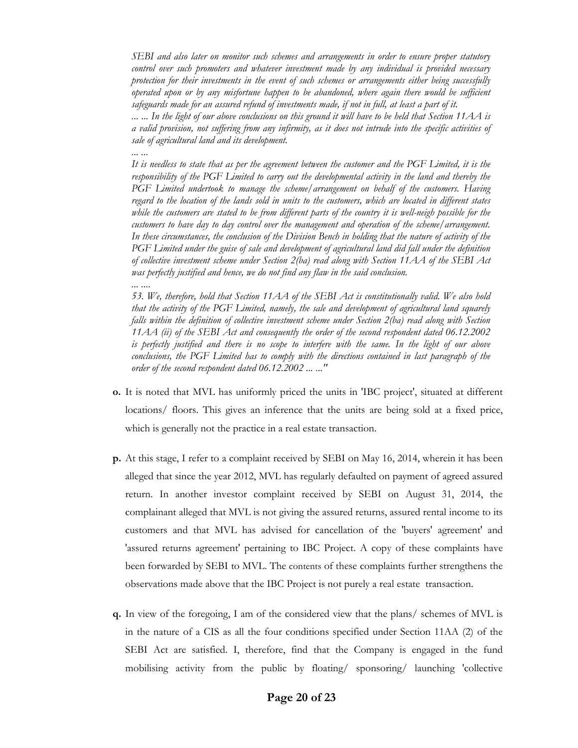*SEBI and also later on monitor such schemes and arrangements in order to ensure proper statutory control over such promoters and whatever investment made by any individual is provided necessary protection for their investments in the event of such schemes or arrangements either being successfully operated upon or by any misfortune happen to be abandoned, where again there would be sufficient safeguards made for an assured refund of investments made, if not in full, at least a part of it.*

*... ... In the light of our above conclusions on this ground it will have to be held that Section 11AA is a valid provision, not suffering from any infirmity, as it does not intrude into the specific activities of sale of agricultural land and its development.*

*... ...*

*It is needless to state that as per the agreement between the customer and the PGF Limited, it is the responsibility of the PGF Limited to carry out the developmental activity in the land and thereby the PGF Limited undertook to manage the scheme/arrangement on behalf of the customers. Having regard to the location of the lands sold in units to the customers, which are located in different states while the customers are stated to be from different parts of the country it is well-neigh possible for the customers to have day to day control over the management and operation of the scheme/arrangement. In these circumstances, the conclusion of the Division Bench in holding that the nature of activity of the PGF Limited under the guise of sale and development of agricultural land did fall under the definition of collective investment scheme under Section 2(ba) read along with Section 11AA of the SEBI Act was perfectly justified and hence, we do not find any flaw in the said conclusion.*

*... ....*

*53. We, therefore, hold that Section 11AA of the SEBI Act is constitutionally valid. We also hold that the activity of the PGF Limited, namely, the sale and development of agricultural land squarely falls within the definition of collective investment scheme under Section 2(ba) read along with Section 11AA (ii) of the SEBI Act and consequently the order of the second respondent dated 06.12.2002 is perfectly justified and there is no scope to interfere with the same. In the light of our above conclusions, the PGF Limited has to comply with the directions contained in last paragraph of the order of the second respondent dated 06.12.2002 ... ..."*

**o.** It is noted that MVL has uniformly priced the units in 'IBC project', situated at different locations/ floors. This gives an inference that the units are being sold at a fixed price, which is generally not the practice in a real estate transaction.

**p.** At this stage, I refer to a complaint received by SEBI on May 16, 2014, wherein it has been alleged that since the year 2012, MVL has regularly defaulted on payment of agreed assured return. In another investor complaint received by SEBI on August 31, 2014, the complainant alleged that MVL is not giving the assured returns, assured rental income to its customers and that MVL has advised for cancellation of the 'buyers' agreement' and 'assured returns agreement' pertaining to IBC Project. A copy of these complaints have been forwarded by SEBI to MVL. The contents of these complaints further strengthens the observations made above that the IBC Project is not purely a real estate transaction.

**q.** In view of the foregoing, I am of the considered view that the plans/ schemes of MVL is in the nature of a CIS as all the four conditions specified under Section 11AA (2) of the SEBI Act are satisfied. I, therefore, find that the Company is engaged in the fund mobilising activity from the public by floating/ sponsoring/ launching 'collective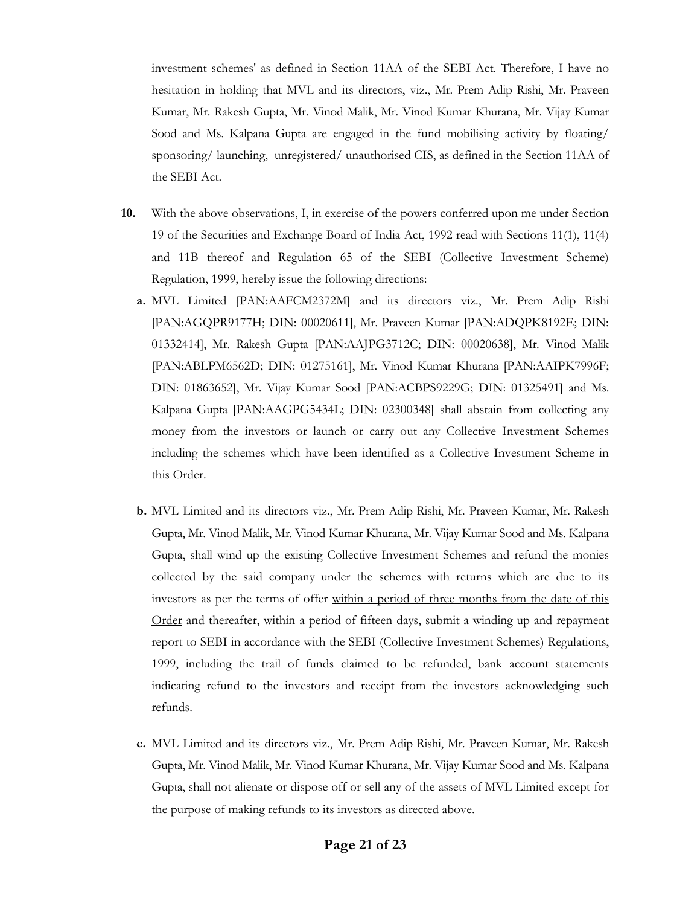investment schemes' as defined in Section 11AA of the SEBI Act. Therefore, I have no hesitation in holding that MVL and its directors, viz., Mr. Prem Adip Rishi, Mr. Praveen Kumar, Mr. Rakesh Gupta, Mr. Vinod Malik, Mr. Vinod Kumar Khurana, Mr. Vijay Kumar Sood and Ms. Kalpana Gupta are engaged in the fund mobilising activity by floating/ sponsoring/ launching, unregistered/ unauthorised CIS, as defined in the Section 11AA of the SEBI Act.

**10.** With the above observations, I, in exercise of the powers conferred upon me under Section 19 of the Securities and Exchange Board of India Act, 1992 read with Sections 11(1), 11(4) and 11B thereof and Regulation 65 of the SEBI (Collective Investment Scheme) Regulation, 1999, hereby issue the following directions:

**a.** MVL Limited [PAN:AAFCM2372M] and its directors viz., Mr. Prem Adip Rishi [PAN:AGQPR9177H; DIN: 00020611], Mr. Praveen Kumar [PAN:ADQPK8192E; DIN: 01332414], Mr. Rakesh Gupta [PAN:AAJPG3712C; DIN: 00020638], Mr. Vinod Malik [PAN:ABLPM6562D; DIN: 01275161], Mr. Vinod Kumar Khurana [PAN:AAIPK7996F; DIN: 01863652], Mr. Vijay Kumar Sood [PAN:ACBPS9229G; DIN: 01325491] and Ms. Kalpana Gupta [PAN:AAGPG5434L; DIN: 02300348] shall abstain from collecting any money from the investors or launch or carry out any Collective Investment Schemes including the schemes which have been identified as a Collective Investment Scheme in this Order.

**b.** MVL Limited and its directors viz., Mr. Prem Adip Rishi, Mr. Praveen Kumar, Mr. Rakesh Gupta, Mr. Vinod Malik, Mr. Vinod Kumar Khurana, Mr. Vijay Kumar Sood and Ms. Kalpana Gupta, shall wind up the existing Collective Investment Schemes and refund the monies collected by the said company under the schemes with returns which are due to its investors as per the terms of offer <u>within a period of three months from the date of this Order</u> and thereafter, within a period of fifteen days, submit a winding up and repayment report to SEBI in accordance with the SEBI (Collective Investment Schemes) Regulations, 1999, including the trail of funds claimed to be refunded, bank account statements indicating refund to the investors and receipt from the investors acknowledging such refunds.

**c.** MVL Limited and its directors viz., Mr. Prem Adip Rishi, Mr. Praveen Kumar, Mr. Rakesh Gupta, Mr. Vinod Malik, Mr. Vinod Kumar Khurana, Mr. Vijay Kumar Sood and Ms. Kalpana Gupta, shall not alienate or dispose off or sell any of the assets of MVL Limited except for the purpose of making refunds to its investors as directed above.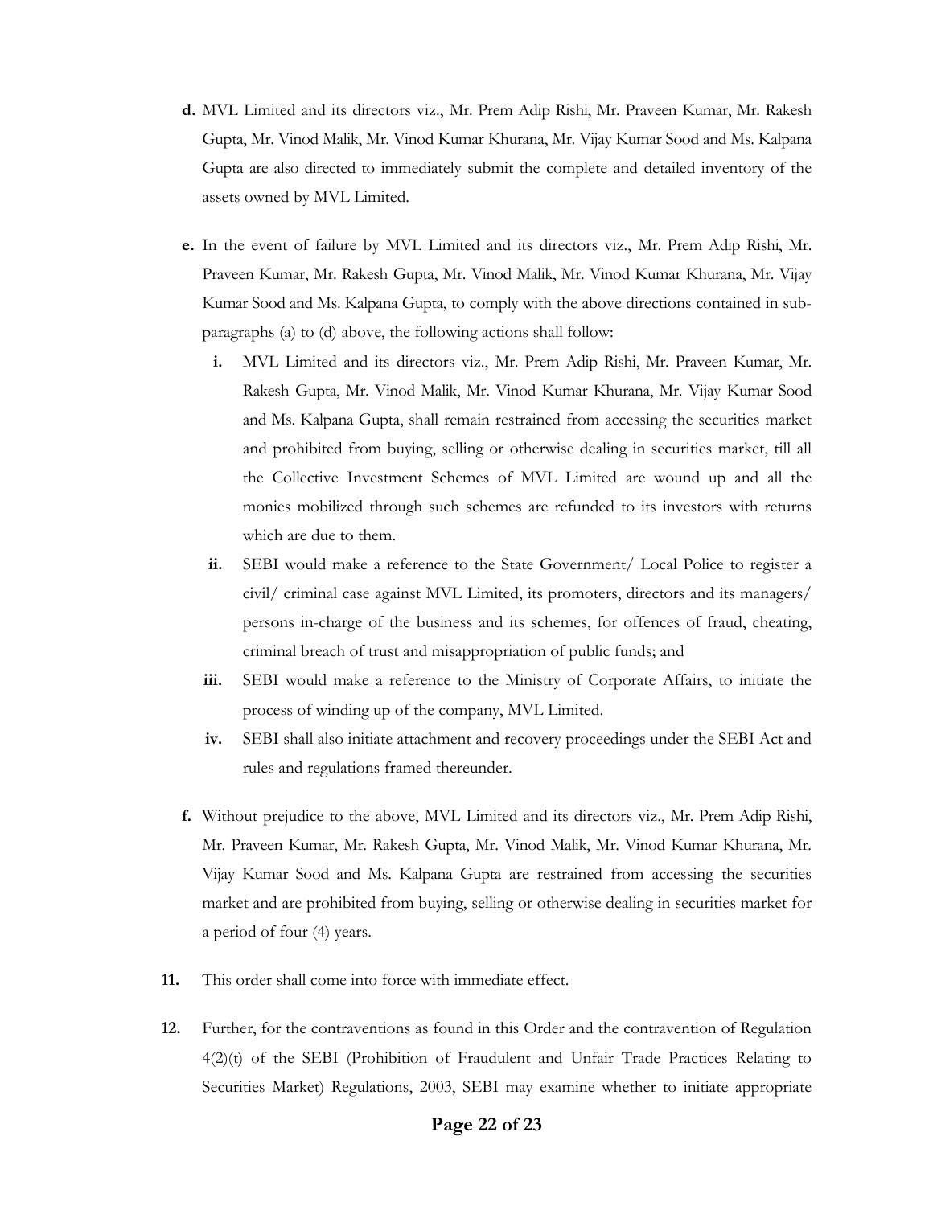**d.** MVL Limited and its directors viz., Mr. Prem Adip Rishi, Mr. Praveen Kumar, Mr. Rakesh Gupta, Mr. Vinod Malik, Mr. Vinod Kumar Khurana, Mr. Vijay Kumar Sood and Ms. Kalpana Gupta are also directed to immediately submit the complete and detailed inventory of the assets owned by MVL Limited.

**e.** In the event of failure by MVL Limited and its directors viz., Mr. Prem Adip Rishi, Mr. Praveen Kumar, Mr. Rakesh Gupta, Mr. Vinod Malik, Mr. Vinod Kumar Khurana, Mr. Vijay Kumar Sood and Ms. Kalpana Gupta, to comply with the above directions contained in sub-paragraphs (a) to (d) above, the following actions shall follow:

  **i.** MVL Limited and its directors viz., Mr. Prem Adip Rishi, Mr. Praveen Kumar, Mr. Rakesh Gupta, Mr. Vinod Malik, Mr. Vinod Kumar Khurana, Mr. Vijay Kumar Sood and Ms. Kalpana Gupta, shall remain restrained from accessing the securities market and prohibited from buying, selling or otherwise dealing in securities market, till all the Collective Investment Schemes of MVL Limited are wound up and all the monies mobilized through such schemes are refunded to its investors with returns which are due to them.

  **ii.** SEBI would make a reference to the State Government/ Local Police to register a civil/ criminal case against MVL Limited, its promoters, directors and its managers/ persons in-charge of the business and its schemes, for offences of fraud, cheating, criminal breach of trust and misappropriation of public funds; and

  **iii.** SEBI would make a reference to the Ministry of Corporate Affairs, to initiate the process of winding up of the company, MVL Limited.

  **iv.** SEBI shall also initiate attachment and recovery proceedings under the SEBI Act and rules and regulations framed thereunder.

**f.** Without prejudice to the above, MVL Limited and its directors viz., Mr. Prem Adip Rishi, Mr. Praveen Kumar, Mr. Rakesh Gupta, Mr. Vinod Malik, Mr. Vinod Kumar Khurana, Mr. Vijay Kumar Sood and Ms. Kalpana Gupta are restrained from accessing the securities market and are prohibited from buying, selling or otherwise dealing in securities market for a period of four (4) years.

**11.** This order shall come into force with immediate effect.

**12.** Further, for the contraventions as found in this Order and the contravention of Regulation 4(2)(t) of the SEBI (Prohibition of Fraudulent and Unfair Trade Practices Relating to Securities Market) Regulations, 2003, SEBI may examine whether to initiate appropriate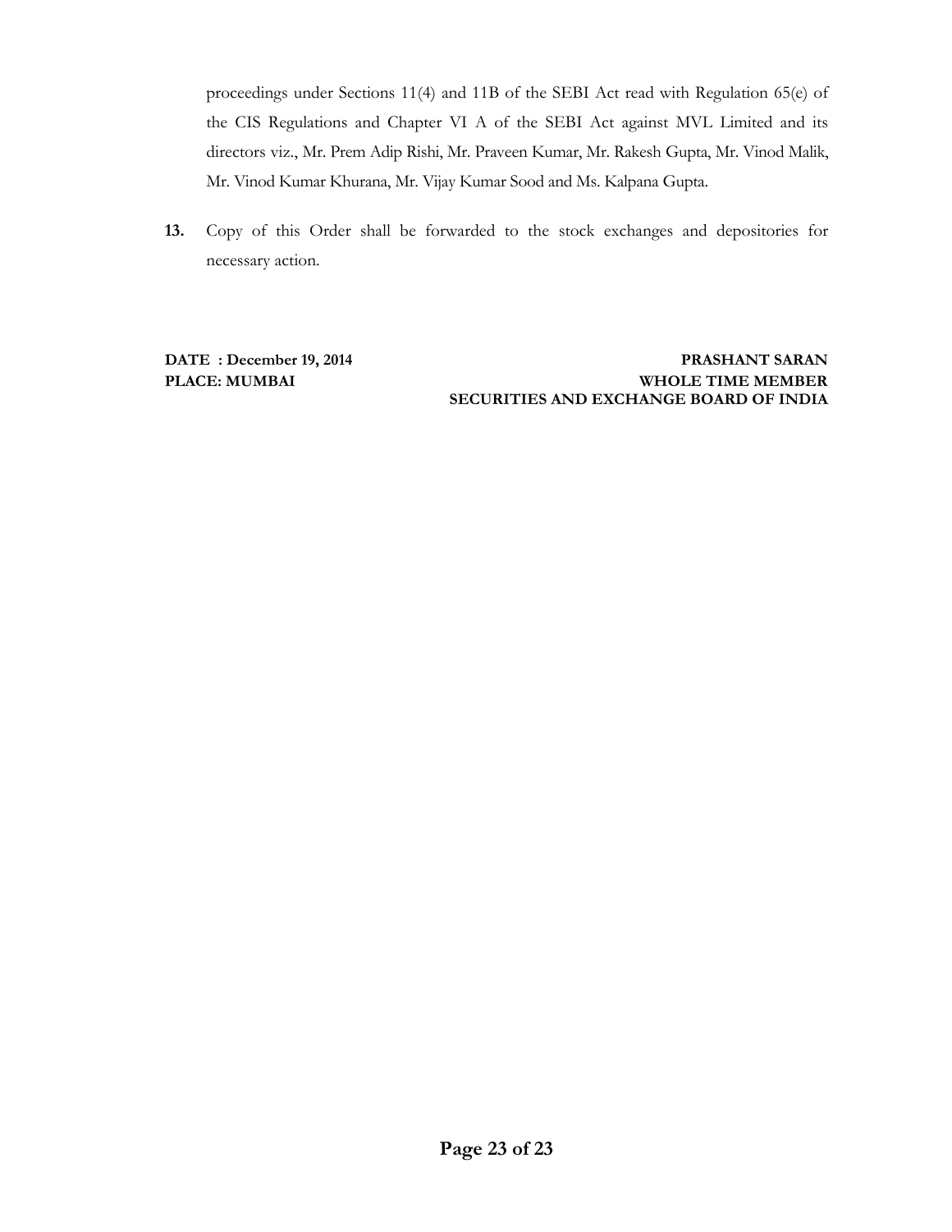proceedings under Sections 11(4) and 11B of the SEBI Act read with Regulation 65(e) of the CIS Regulations and Chapter VI A of the SEBI Act against MVL Limited and its directors viz., Mr. Prem Adip Rishi, Mr. Praveen Kumar, Mr. Rakesh Gupta, Mr. Vinod Malik, Mr. Vinod Kumar Khurana, Mr. Vijay Kumar Sood and Ms. Kalpana Gupta.

**13.** Copy of this Order shall be forwarded to the stock exchanges and depositories for necessary action.

**DATE : December 19, 2014**
**PLACE: MUMBAI**

**PRASHANT SARAN**
**WHOLE TIME MEMBER**
**SECURITIES AND EXCHANGE BOARD OF INDIA**